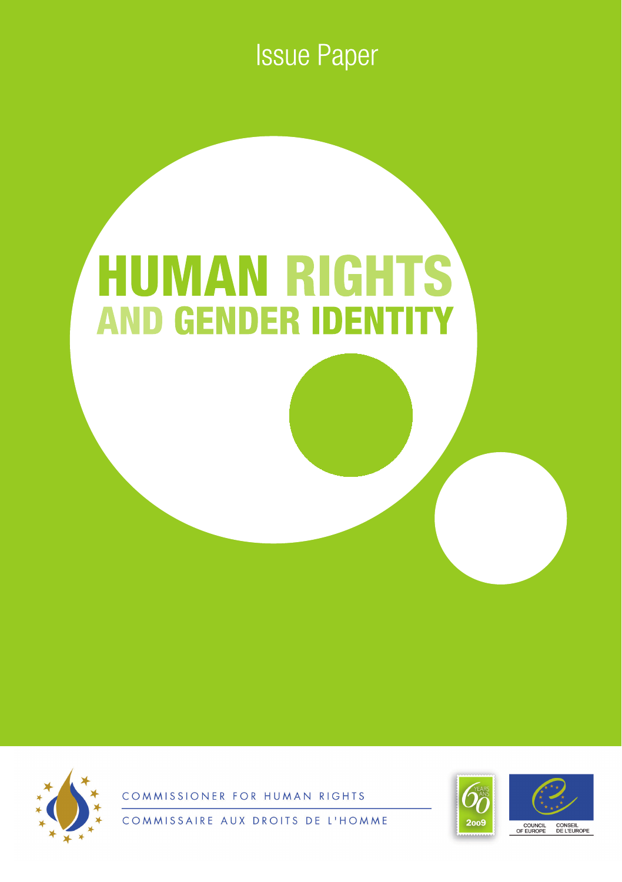Issue Paper

# HUMAN RIGHTS AND GENDER IDENTITY

COMMISSIONER FOR HUMAN RIGHTS

COMMISSAIRE AUX DROITS DE L'HOMME

60 YEARS ANS 2009

COUNCIL OF EUROPE CONSEIL DE L'EUROPE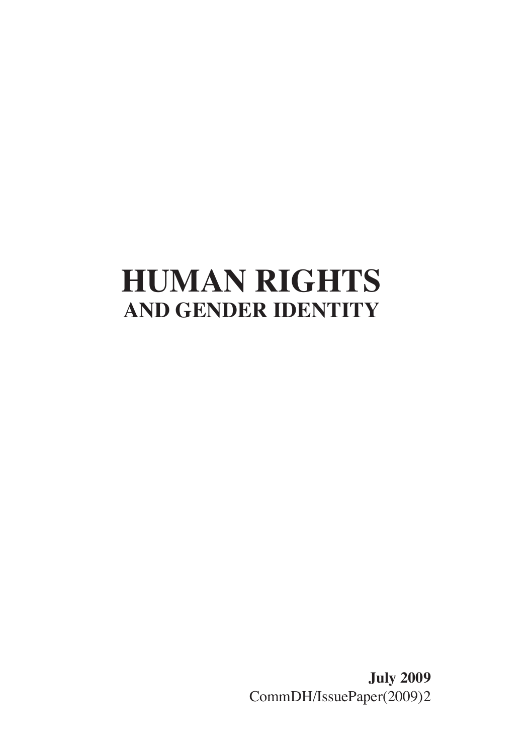# HUMAN RIGHTS
## AND GENDER IDENTITY

**July 2009**
CommDH/IssuePaper(2009)2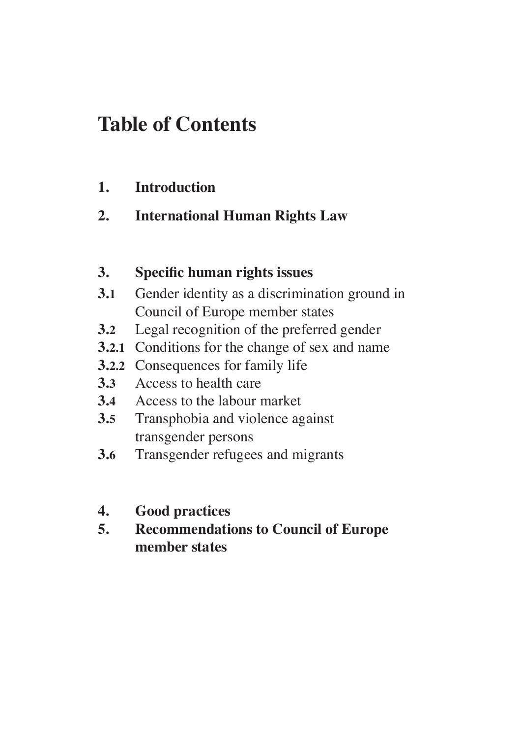# Table of Contents

**1. Introduction**

**2. International Human Rights Law**

**3. Specific human rights issues**

**3.1** Gender identity as a discrimination ground in Council of Europe member states

**3.2** Legal recognition of the preferred gender

**3.2.1** Conditions for the change of sex and name

**3.2.2** Consequences for family life

**3.3** Access to health care

**3.4** Access to the labour market

**3.5** Transphobia and violence against transgender persons

**3.6** Transgender refugees and migrants

**4. Good practices**

**5. Recommendations to Council of Europe member states**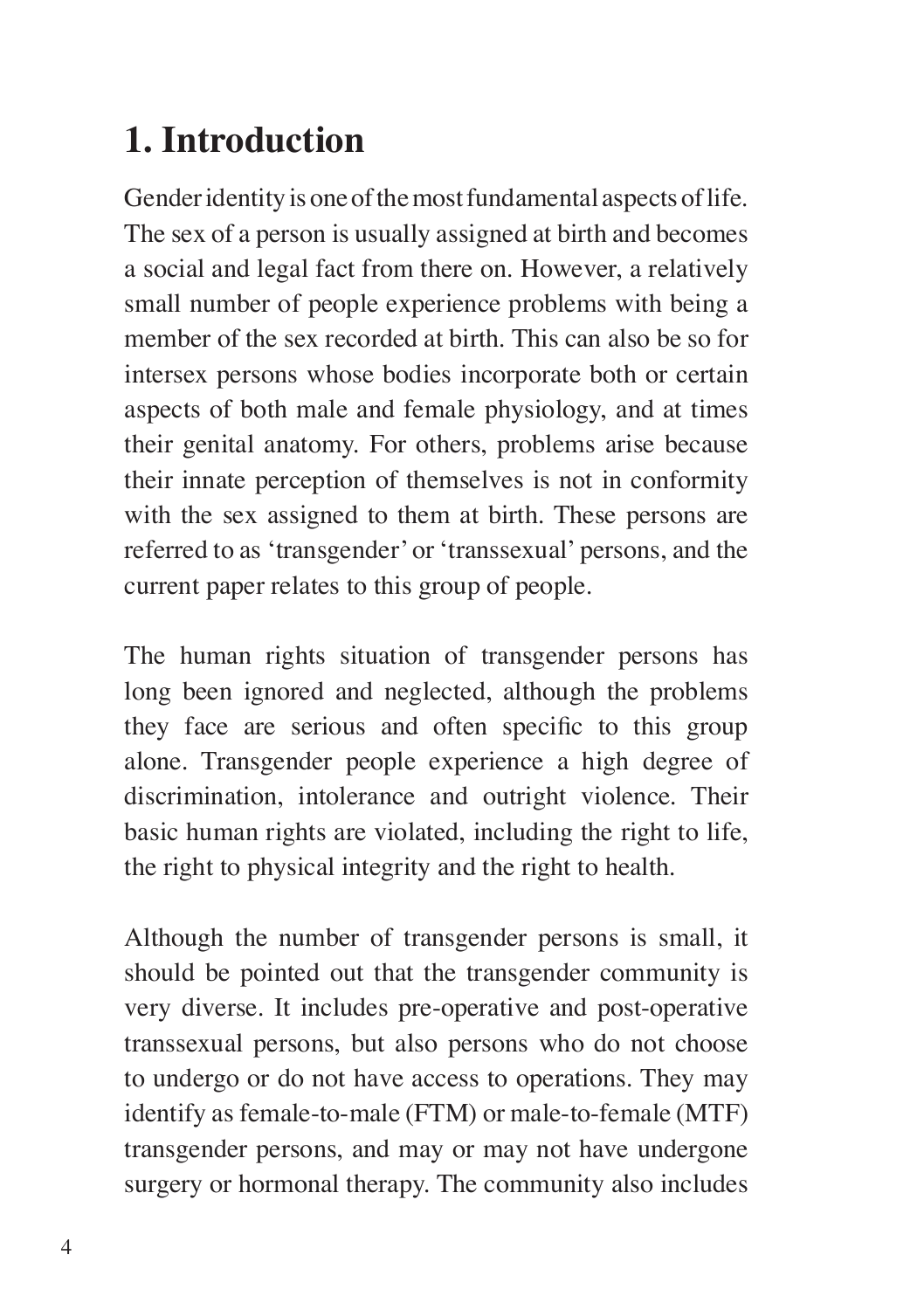# 1. Introduction

Gender identity is one of the most fundamental aspects of life. The sex of a person is usually assigned at birth and becomes a social and legal fact from there on. However, a relatively small number of people experience problems with being a member of the sex recorded at birth. This can also be so for intersex persons whose bodies incorporate both or certain aspects of both male and female physiology, and at times their genital anatomy. For others, problems arise because their innate perception of themselves is not in conformity with the sex assigned to them at birth. These persons are referred to as 'transgender' or 'transsexual' persons, and the current paper relates to this group of people.

The human rights situation of transgender persons has long been ignored and neglected, although the problems they face are serious and often specific to this group alone. Transgender people experience a high degree of discrimination, intolerance and outright violence. Their basic human rights are violated, including the right to life, the right to physical integrity and the right to health.

Although the number of transgender persons is small, it should be pointed out that the transgender community is very diverse. It includes pre-operative and post-operative transsexual persons, but also persons who do not choose to undergo or do not have access to operations. They may identify as female-to-male (FTM) or male-to-female (MTF) transgender persons, and may or may not have undergone surgery or hormonal therapy. The community also includes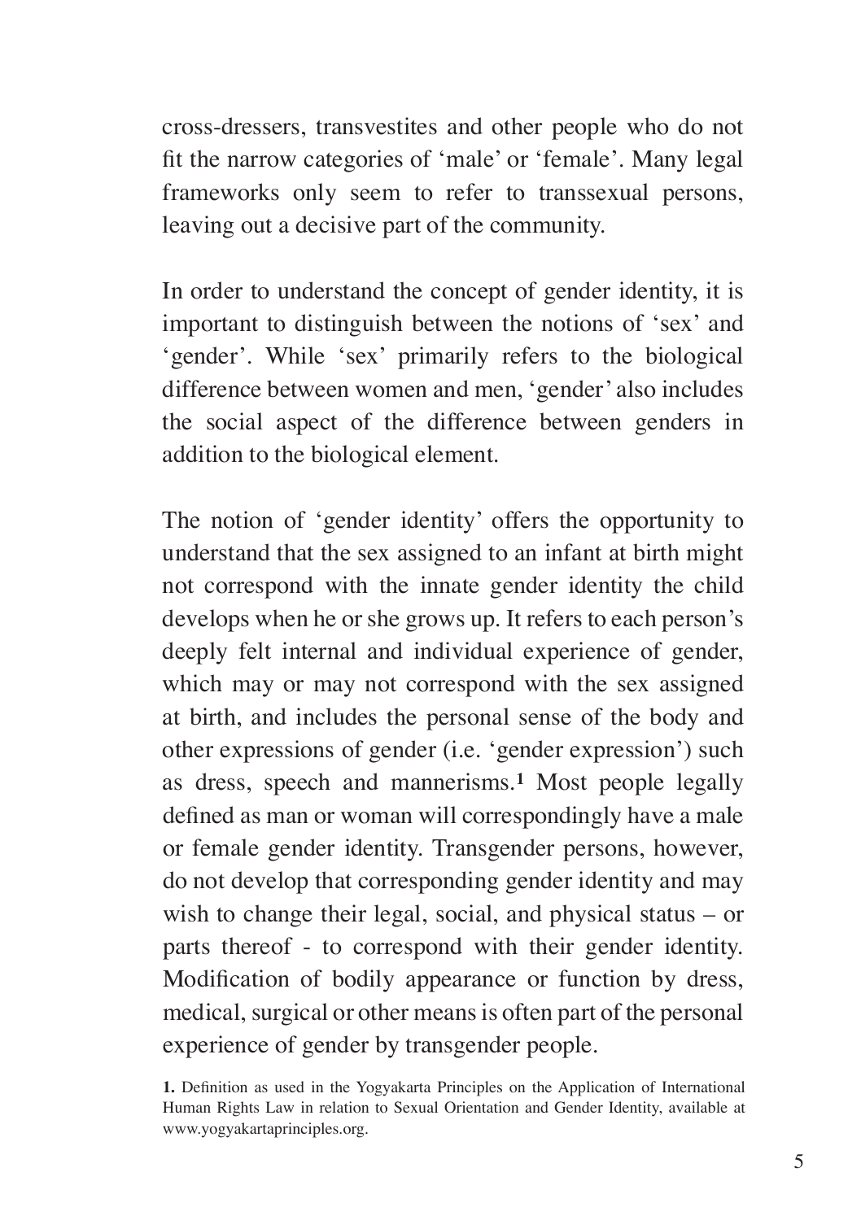cross-dressers, transvestites and other people who do not fit the narrow categories of 'male' or 'female'. Many legal frameworks only seem to refer to transsexual persons, leaving out a decisive part of the community.

In order to understand the concept of gender identity, it is important to distinguish between the notions of 'sex' and 'gender'. While 'sex' primarily refers to the biological difference between women and men, 'gender' also includes the social aspect of the difference between genders in addition to the biological element.

The notion of 'gender identity' offers the opportunity to understand that the sex assigned to an infant at birth might not correspond with the innate gender identity the child develops when he or she grows up. It refers to each person's deeply felt internal and individual experience of gender, which may or may not correspond with the sex assigned at birth, and includes the personal sense of the body and other expressions of gender (i.e. 'gender expression') such as dress, speech and mannerisms.[1] Most people legally defined as man or woman will correspondingly have a male or female gender identity. Transgender persons, however, do not develop that corresponding gender identity and may wish to change their legal, social, and physical status – or parts thereof - to correspond with their gender identity. Modification of bodily appearance or function by dress, medical, surgical or other means is often part of the personal experience of gender by transgender people.

**1.** Definition as used in the Yogyakarta Principles on the Application of International Human Rights Law in relation to Sexual Orientation and Gender Identity, available at www.yogyakartaprinciples.org.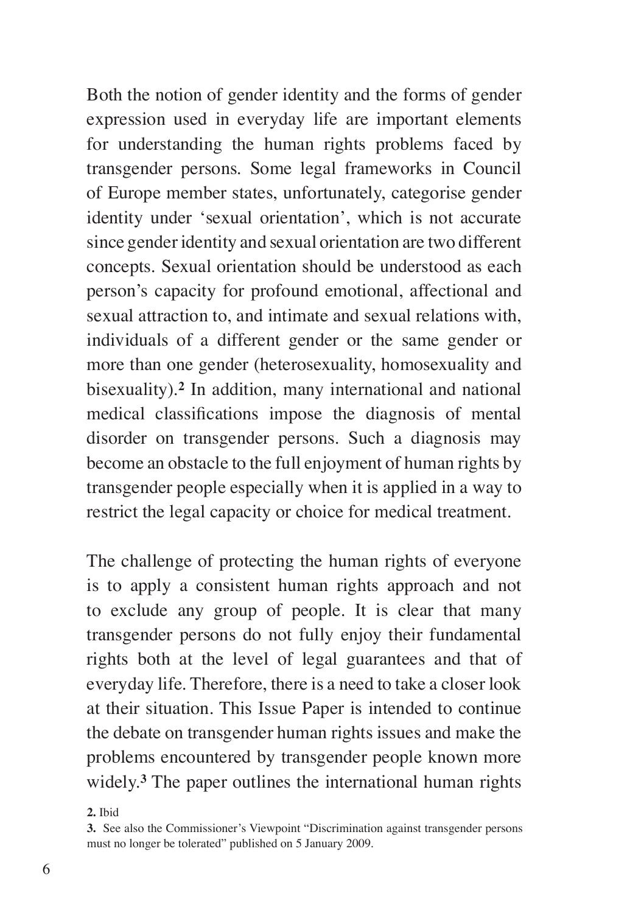Both the notion of gender identity and the forms of gender expression used in everyday life are important elements for understanding the human rights problems faced by transgender persons. Some legal frameworks in Council of Europe member states, unfortunately, categorise gender identity under 'sexual orientation', which is not accurate since gender identity and sexual orientation are two different concepts. Sexual orientation should be understood as each person's capacity for profound emotional, affectional and sexual attraction to, and intimate and sexual relations with, individuals of a different gender or the same gender or more than one gender (heterosexuality, homosexuality and bisexuality).[2] In addition, many international and national medical classifications impose the diagnosis of mental disorder on transgender persons. Such a diagnosis may become an obstacle to the full enjoyment of human rights by transgender people especially when it is applied in a way to restrict the legal capacity or choice for medical treatment.

The challenge of protecting the human rights of everyone is to apply a consistent human rights approach and not to exclude any group of people. It is clear that many transgender persons do not fully enjoy their fundamental rights both at the level of legal guarantees and that of everyday life. Therefore, there is a need to take a closer look at their situation. This Issue Paper is intended to continue the debate on transgender human rights issues and make the problems encountered by transgender people known more widely.[3] The paper outlines the international human rights

**2.** Ibid

**3.** See also the Commissioner's Viewpoint "Discrimination against transgender persons must no longer be tolerated" published on 5 January 2009.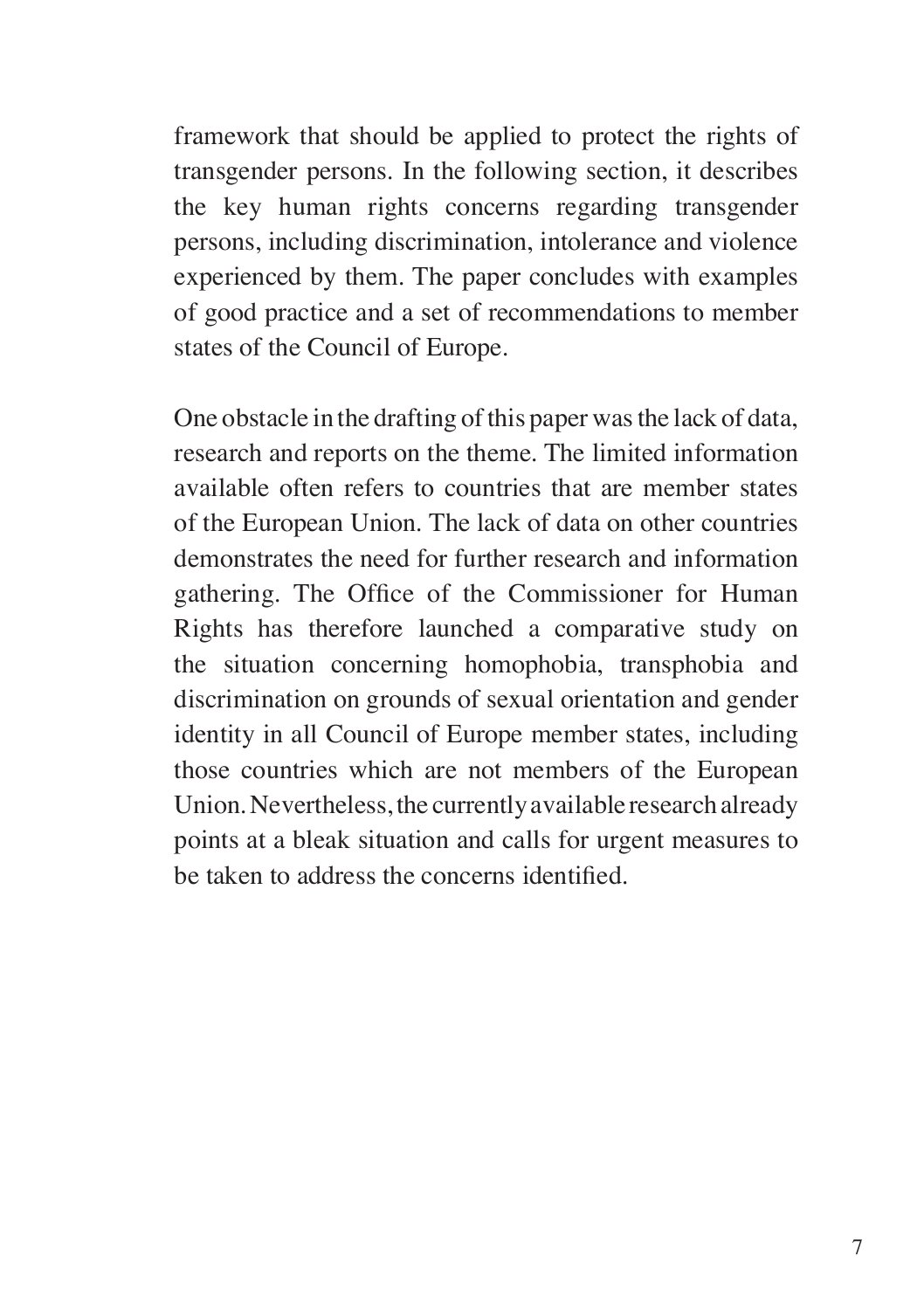framework that should be applied to protect the rights of transgender persons. In the following section, it describes the key human rights concerns regarding transgender persons, including discrimination, intolerance and violence experienced by them. The paper concludes with examples of good practice and a set of recommendations to member states of the Council of Europe.

One obstacle in the drafting of this paper was the lack of data, research and reports on the theme. The limited information available often refers to countries that are member states of the European Union. The lack of data on other countries demonstrates the need for further research and information gathering. The Office of the Commissioner for Human Rights has therefore launched a comparative study on the situation concerning homophobia, transphobia and discrimination on grounds of sexual orientation and gender identity in all Council of Europe member states, including those countries which are not members of the European Union. Nevertheless, the currently available research already points at a bleak situation and calls for urgent measures to be taken to address the concerns identified.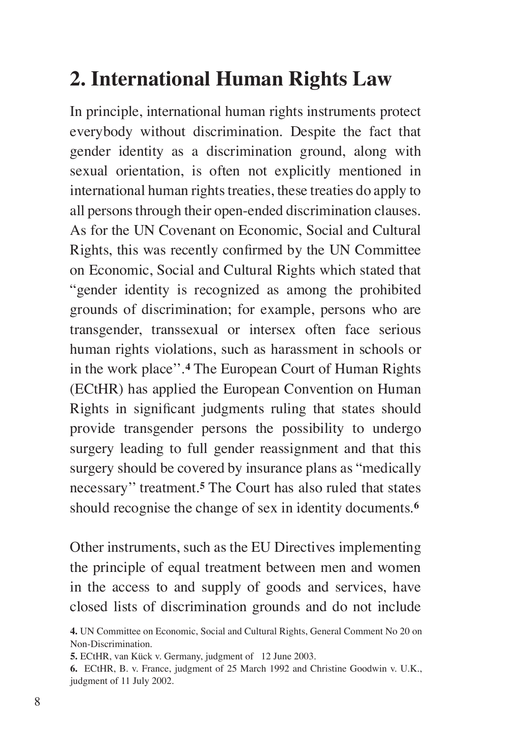## 2. International Human Rights Law

In principle, international human rights instruments protect everybody without discrimination. Despite the fact that gender identity as a discrimination ground, along with sexual orientation, is often not explicitly mentioned in international human rights treaties, these treaties do apply to all persons through their open-ended discrimination clauses. As for the UN Covenant on Economic, Social and Cultural Rights, this was recently confirmed by the UN Committee on Economic, Social and Cultural Rights which stated that "gender identity is recognized as among the prohibited grounds of discrimination; for example, persons who are transgender, transsexual or intersex often face serious human rights violations, such as harassment in schools or in the work place''.[4] The European Court of Human Rights (ECtHR) has applied the European Convention on Human Rights in significant judgments ruling that states should provide transgender persons the possibility to undergo surgery leading to full gender reassignment and that this surgery should be covered by insurance plans as "medically necessary'' treatment.[5] The Court has also ruled that states should recognise the change of sex in identity documents.[6]

Other instruments, such as the EU Directives implementing the principle of equal treatment between men and women in the access to and supply of goods and services, have closed lists of discrimination grounds and do not include

**4.** UN Committee on Economic, Social and Cultural Rights, General Comment No 20 on Non-Discrimination.

**5.** ECtHR, van Kück v. Germany, judgment of 12 June 2003.

**6.** ECtHR, B. v. France, judgment of 25 March 1992 and Christine Goodwin v. U.K., judgment of 11 July 2002.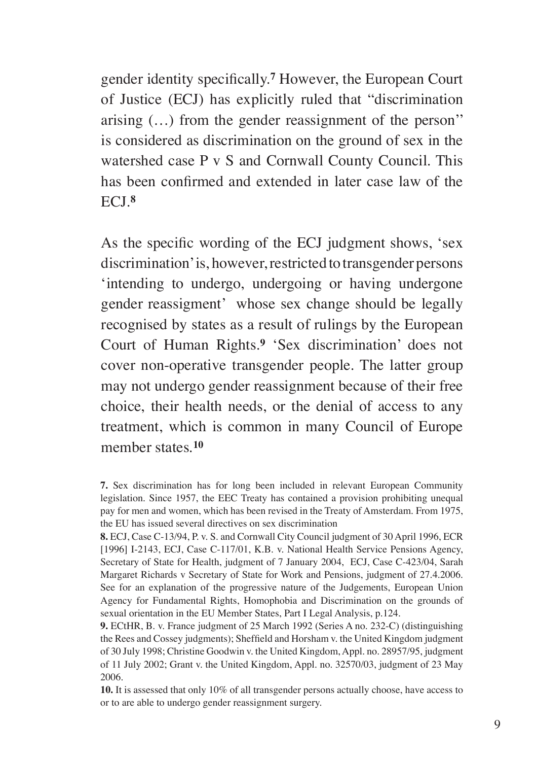gender identity specifically.[7] However, the European Court of Justice (ECJ) has explicitly ruled that "discrimination arising (…) from the gender reassignment of the person'' is considered as discrimination on the ground of sex in the watershed case P v S and Cornwall County Council. This has been confirmed and extended in later case law of the ECJ.[8]

As the specific wording of the ECJ judgment shows, 'sex discrimination' is, however, restricted to transgender persons 'intending to undergo, undergoing or having undergone gender reassigment' whose sex change should be legally recognised by states as a result of rulings by the European Court of Human Rights.[9] 'Sex discrimination' does not cover non-operative transgender people. The latter group may not undergo gender reassignment because of their free choice, their health needs, or the denial of access to any treatment, which is common in many Council of Europe member states.[10]

**7.** Sex discrimination has for long been included in relevant European Community legislation. Since 1957, the EEC Treaty has contained a provision prohibiting unequal pay for men and women, which has been revised in the Treaty of Amsterdam. From 1975, the EU has issued several directives on sex discrimination

**8.** ECJ, Case C-13/94, P. v. S. and Cornwall City Council judgment of 30 April 1996, ECR [1996] I-2143, ECJ, Case C-117/01, K.B. v. National Health Service Pensions Agency, Secretary of State for Health, judgment of 7 January 2004, ECJ, Case C-423/04, Sarah Margaret Richards v Secretary of State for Work and Pensions, judgment of 27.4.2006. See for an explanation of the progressive nature of the Judgements, European Union Agency for Fundamental Rights, Homophobia and Discrimination on the grounds of sexual orientation in the EU Member States, Part I Legal Analysis, p.124.

**9.** ECtHR, B. v. France judgment of 25 March 1992 (Series A no. 232-C) (distinguishing the Rees and Cossey judgments); Sheffield and Horsham v. the United Kingdom judgment of 30 July 1998; Christine Goodwin v. the United Kingdom, Appl. no. 28957/95, judgment of 11 July 2002; Grant v. the United Kingdom, Appl. no. 32570/03, judgment of 23 May 2006.

**10.** It is assessed that only 10% of all transgender persons actually choose, have access to or to are able to undergo gender reassignment surgery.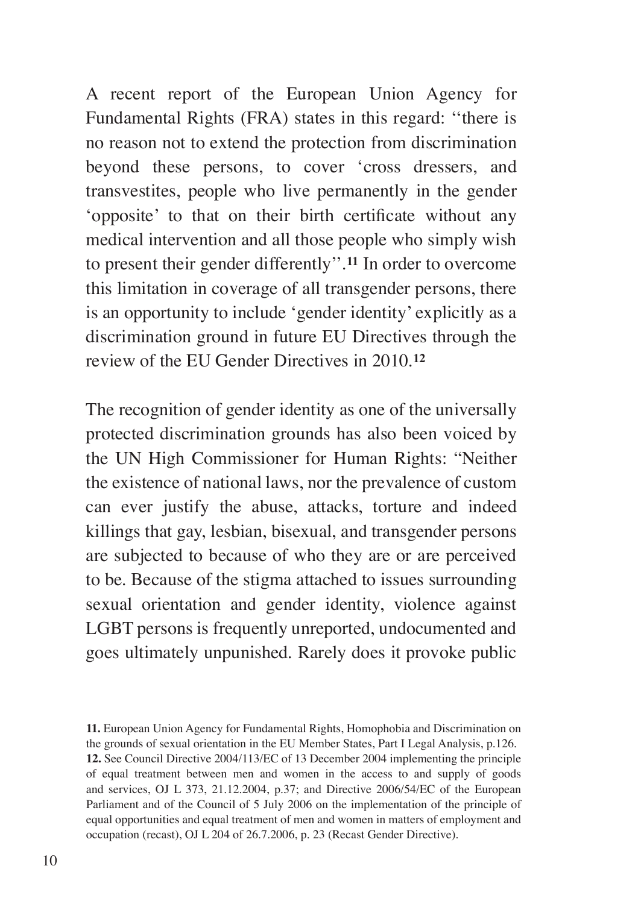A recent report of the European Union Agency for Fundamental Rights (FRA) states in this regard: ''there is no reason not to extend the protection from discrimination beyond these persons, to cover 'cross dressers, and transvestites, people who live permanently in the gender 'opposite' to that on their birth certificate without any medical intervention and all those people who simply wish to present their gender differently''.[11] In order to overcome this limitation in coverage of all transgender persons, there is an opportunity to include 'gender identity' explicitly as a discrimination ground in future EU Directives through the review of the EU Gender Directives in 2010.[12]

The recognition of gender identity as one of the universally protected discrimination grounds has also been voiced by the UN High Commissioner for Human Rights: "Neither the existence of national laws, nor the prevalence of custom can ever justify the abuse, attacks, torture and indeed killings that gay, lesbian, bisexual, and transgender persons are subjected to because of who they are or are perceived to be. Because of the stigma attached to issues surrounding sexual orientation and gender identity, violence against LGBT persons is frequently unreported, undocumented and goes ultimately unpunished. Rarely does it provoke public

**11.** European Union Agency for Fundamental Rights, Homophobia and Discrimination on the grounds of sexual orientation in the EU Member States, Part I Legal Analysis, p.126.

**12.** See Council Directive 2004/113/EC of 13 December 2004 implementing the principle of equal treatment between men and women in the access to and supply of goods and services, OJ L 373, 21.12.2004, p.37; and Directive 2006/54/EC of the European Parliament and of the Council of 5 July 2006 on the implementation of the principle of equal opportunities and equal treatment of men and women in matters of employment and occupation (recast), OJ L 204 of 26.7.2006, p. 23 (Recast Gender Directive).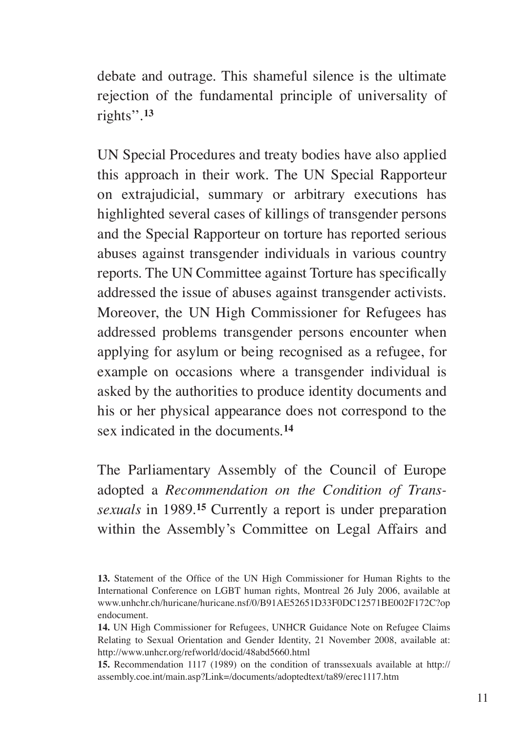debate and outrage. This shameful silence is the ultimate rejection of the fundamental principle of universality of rights''.[13]

UN Special Procedures and treaty bodies have also applied this approach in their work. The UN Special Rapporteur on extrajudicial, summary or arbitrary executions has highlighted several cases of killings of transgender persons and the Special Rapporteur on torture has reported serious abuses against transgender individuals in various country reports. The UN Committee against Torture has specifically addressed the issue of abuses against transgender activists. Moreover, the UN High Commissioner for Refugees has addressed problems transgender persons encounter when applying for asylum or being recognised as a refugee, for example on occasions where a transgender individual is asked by the authorities to produce identity documents and his or her physical appearance does not correspond to the sex indicated in the documents.[14]

The Parliamentary Assembly of the Council of Europe adopted a *Recommendation on the Condition of Transsexuals* in 1989.[15] Currently a report is under preparation within the Assembly's Committee on Legal Affairs and

**13.** Statement of the Office of the UN High Commissioner for Human Rights to the International Conference on LGBT human rights, Montreal 26 July 2006, available at www.unhchr.ch/huricane/huricane.nsf/0/B91AE52651D33F0DC12571BE002F172C?opendocument.

**14.** UN High Commissioner for Refugees, UNHCR Guidance Note on Refugee Claims Relating to Sexual Orientation and Gender Identity, 21 November 2008, available at: http://www.unhcr.org/refworld/docid/48abd5660.html

**15.** Recommendation 1117 (1989) on the condition of transsexuals available at http://assembly.coe.int/main.asp?Link=/documents/adoptedtext/ta89/erec1117.htm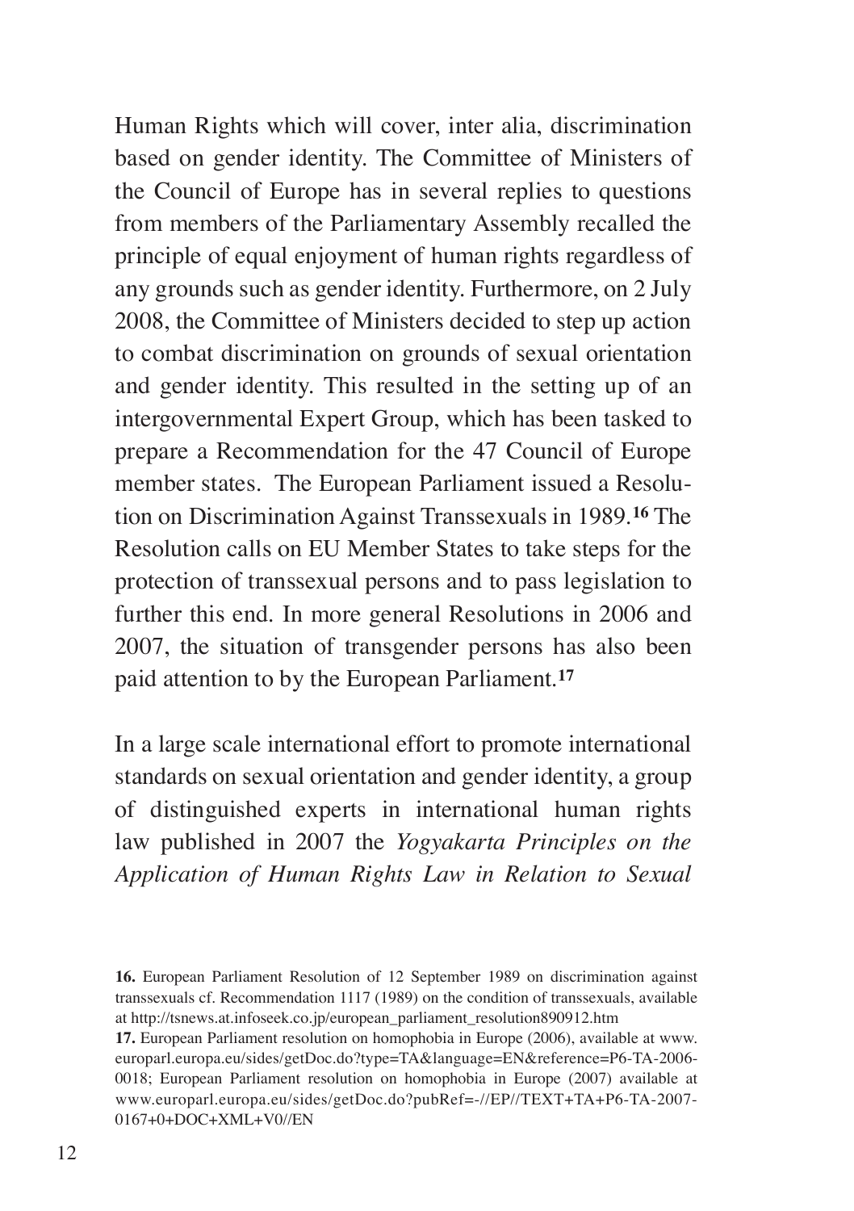Human Rights which will cover, inter alia, discrimination based on gender identity. The Committee of Ministers of the Council of Europe has in several replies to questions from members of the Parliamentary Assembly recalled the principle of equal enjoyment of human rights regardless of any grounds such as gender identity. Furthermore, on 2 July 2008, the Committee of Ministers decided to step up action to combat discrimination on grounds of sexual orientation and gender identity. This resulted in the setting up of an intergovernmental Expert Group, which has been tasked to prepare a Recommendation for the 47 Council of Europe member states. The European Parliament issued a Resolution on Discrimination Against Transsexuals in 1989.[16] The Resolution calls on EU Member States to take steps for the protection of transsexual persons and to pass legislation to further this end. In more general Resolutions in 2006 and 2007, the situation of transgender persons has also been paid attention to by the European Parliament.[17]

In a large scale international effort to promote international standards on sexual orientation and gender identity, a group of distinguished experts in international human rights law published in 2007 the *Yogyakarta Principles on the Application of Human Rights Law in Relation to Sexual*

---

**16.** European Parliament Resolution of 12 September 1989 on discrimination against transsexuals cf. Recommendation 1117 (1989) on the condition of transsexuals, available at http://tsnews.at.infoseek.co.jp/european_parliament_resolution890912.htm

**17.** European Parliament resolution on homophobia in Europe (2006), available at www.europarl.europa.eu/sides/getDoc.do?type=TA&language=EN&reference=P6-TA-2006-0018; European Parliament resolution on homophobia in Europe (2007) available at www.europarl.europa.eu/sides/getDoc.do?pubRef=-//EP//TEXT+TA+P6-TA-2007-0167+0+DOC+XML+V0//EN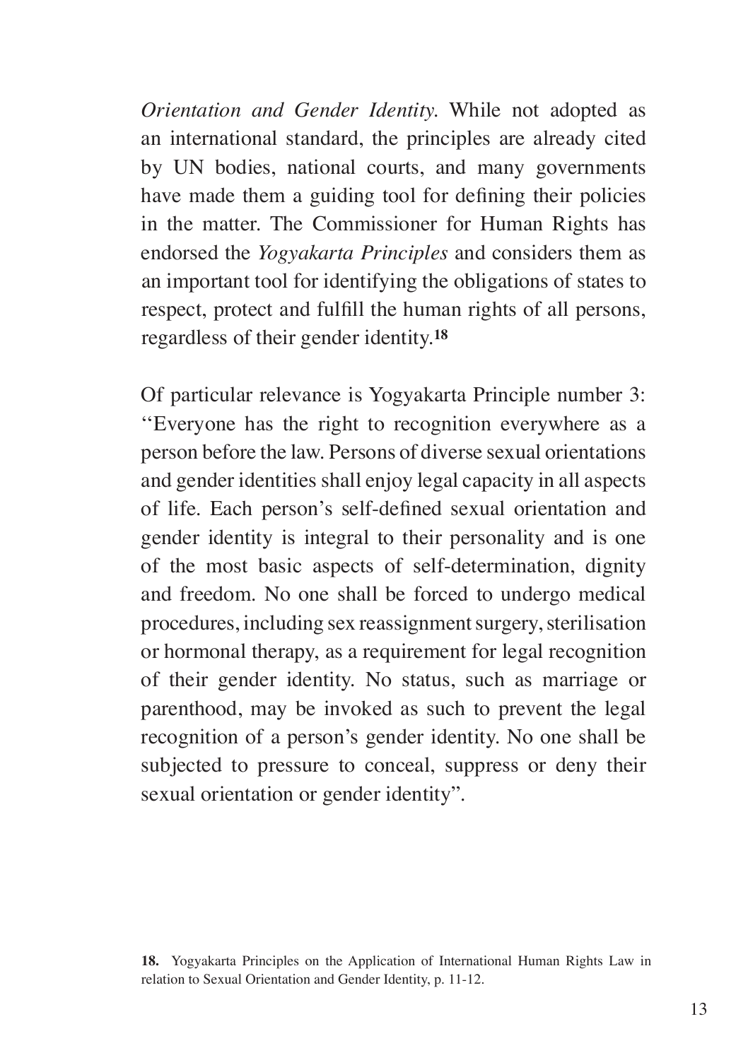*Orientation and Gender Identity*. While not adopted as an international standard, the principles are already cited by UN bodies, national courts, and many governments have made them a guiding tool for defining their policies in the matter. The Commissioner for Human Rights has endorsed the *Yogyakarta Principles* and considers them as an important tool for identifying the obligations of states to respect, protect and fulfill the human rights of all persons, regardless of their gender identity.[18]

Of particular relevance is Yogyakarta Principle number 3: "Everyone has the right to recognition everywhere as a person before the law. Persons of diverse sexual orientations and gender identities shall enjoy legal capacity in all aspects of life. Each person's self-defined sexual orientation and gender identity is integral to their personality and is one of the most basic aspects of self-determination, dignity and freedom. No one shall be forced to undergo medical procedures, including sex reassignment surgery, sterilisation or hormonal therapy, as a requirement for legal recognition of their gender identity. No status, such as marriage or parenthood, may be invoked as such to prevent the legal recognition of a person's gender identity. No one shall be subjected to pressure to conceal, suppress or deny their sexual orientation or gender identity".

**18.** Yogyakarta Principles on the Application of International Human Rights Law in relation to Sexual Orientation and Gender Identity, p. 11-12.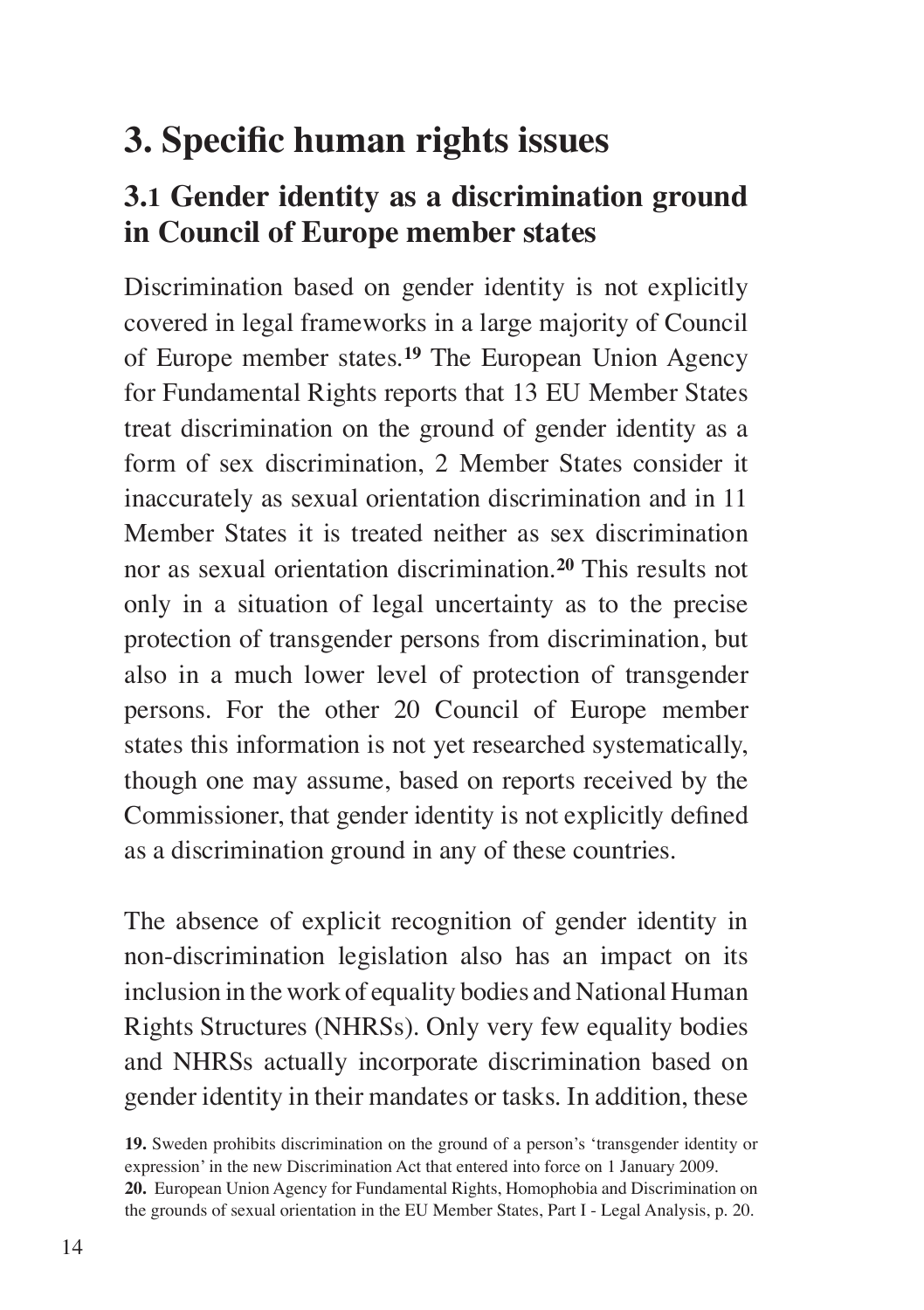# 3. Specific human rights issues

## 3.1 Gender identity as a discrimination ground in Council of Europe member states

Discrimination based on gender identity is not explicitly covered in legal frameworks in a large majority of Council of Europe member states.[19] The European Union Agency for Fundamental Rights reports that 13 EU Member States treat discrimination on the ground of gender identity as a form of sex discrimination, 2 Member States consider it inaccurately as sexual orientation discrimination and in 11 Member States it is treated neither as sex discrimination nor as sexual orientation discrimination.[20] This results not only in a situation of legal uncertainty as to the precise protection of transgender persons from discrimination, but also in a much lower level of protection of transgender persons. For the other 20 Council of Europe member states this information is not yet researched systematically, though one may assume, based on reports received by the Commissioner, that gender identity is not explicitly defined as a discrimination ground in any of these countries.

The absence of explicit recognition of gender identity in non-discrimination legislation also has an impact on its inclusion in the work of equality bodies and National Human Rights Structures (NHRSs). Only very few equality bodies and NHRSs actually incorporate discrimination based on gender identity in their mandates or tasks. In addition, these

**19.** Sweden prohibits discrimination on the ground of a person's 'transgender identity or expression' in the new Discrimination Act that entered into force on 1 January 2009.

**20.** European Union Agency for Fundamental Rights, Homophobia and Discrimination on the grounds of sexual orientation in the EU Member States, Part I - Legal Analysis, p. 20.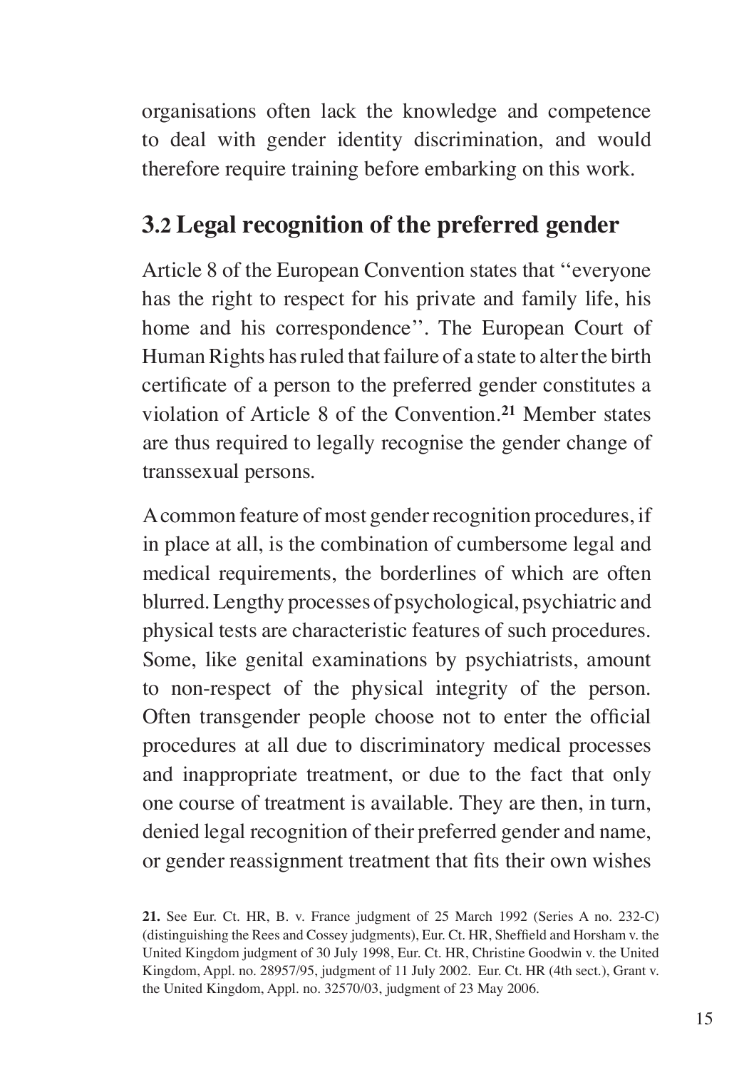organisations often lack the knowledge and competence to deal with gender identity discrimination, and would therefore require training before embarking on this work.

## 3.2 Legal recognition of the preferred gender

Article 8 of the European Convention states that ''everyone has the right to respect for his private and family life, his home and his correspondence''. The European Court of Human Rights has ruled that failure of a state to alter the birth certificate of a person to the preferred gender constitutes a violation of Article 8 of the Convention.[21] Member states are thus required to legally recognise the gender change of transsexual persons.

A common feature of most gender recognition procedures, if in place at all, is the combination of cumbersome legal and medical requirements, the borderlines of which are often blurred. Lengthy processes of psychological, psychiatric and physical tests are characteristic features of such procedures. Some, like genital examinations by psychiatrists, amount to non-respect of the physical integrity of the person. Often transgender people choose not to enter the official procedures at all due to discriminatory medical processes and inappropriate treatment, or due to the fact that only one course of treatment is available. They are then, in turn, denied legal recognition of their preferred gender and name, or gender reassignment treatment that fits their own wishes

**21.** See Eur. Ct. HR, B. v. France judgment of 25 March 1992 (Series A no. 232-C) (distinguishing the Rees and Cossey judgments), Eur. Ct. HR, Sheffield and Horsham v. the United Kingdom judgment of 30 July 1998, Eur. Ct. HR, Christine Goodwin v. the United Kingdom, Appl. no. 28957/95, judgment of 11 July 2002. Eur. Ct. HR (4th sect.), Grant v. the United Kingdom, Appl. no. 32570/03, judgment of 23 May 2006.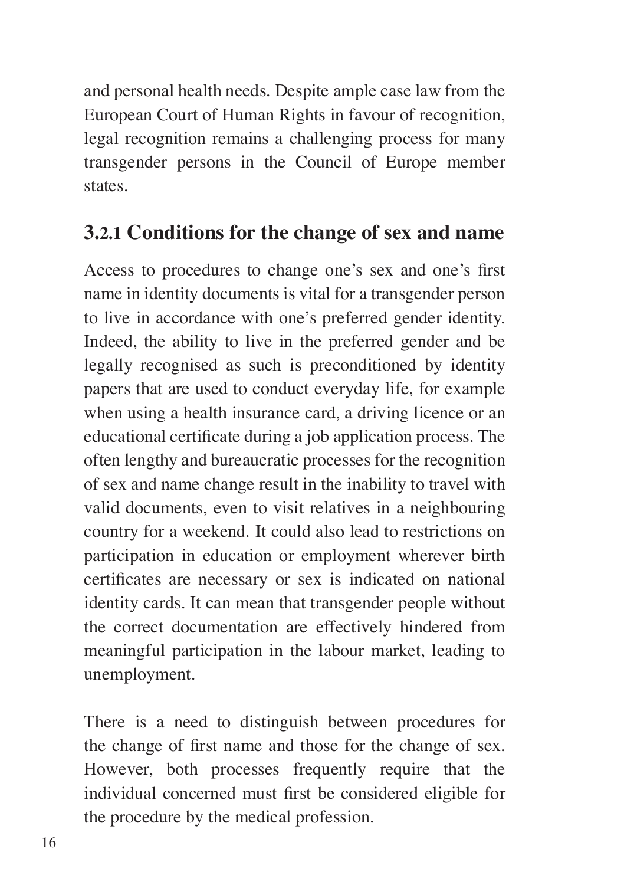and personal health needs. Despite ample case law from the European Court of Human Rights in favour of recognition, legal recognition remains a challenging process for many transgender persons in the Council of Europe member states.

### 3.2.1 Conditions for the change of sex and name

Access to procedures to change one's sex and one's first name in identity documents is vital for a transgender person to live in accordance with one's preferred gender identity. Indeed, the ability to live in the preferred gender and be legally recognised as such is preconditioned by identity papers that are used to conduct everyday life, for example when using a health insurance card, a driving licence or an educational certificate during a job application process. The often lengthy and bureaucratic processes for the recognition of sex and name change result in the inability to travel with valid documents, even to visit relatives in a neighbouring country for a weekend. It could also lead to restrictions on participation in education or employment wherever birth certificates are necessary or sex is indicated on national identity cards. It can mean that transgender people without the correct documentation are effectively hindered from meaningful participation in the labour market, leading to unemployment.

There is a need to distinguish between procedures for the change of first name and those for the change of sex. However, both processes frequently require that the individual concerned must first be considered eligible for the procedure by the medical profession.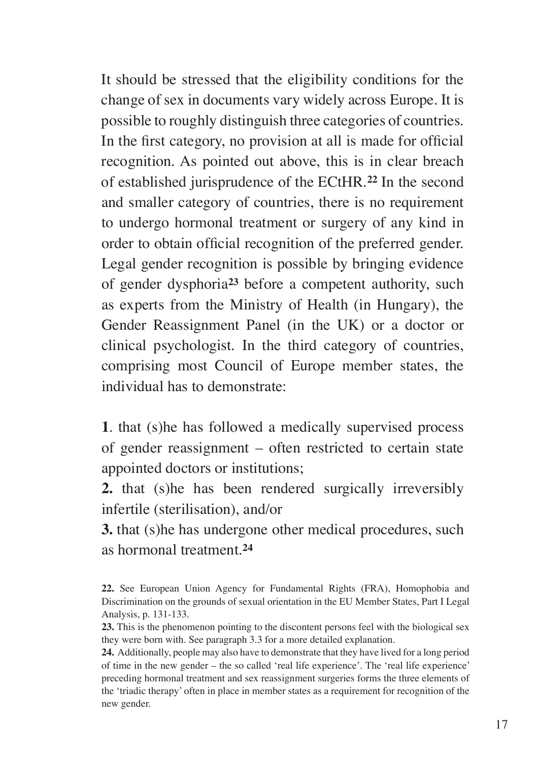It should be stressed that the eligibility conditions for the change of sex in documents vary widely across Europe. It is possible to roughly distinguish three categories of countries. In the first category, no provision at all is made for official recognition. As pointed out above, this is in clear breach of established jurisprudence of the ECtHR.[22] In the second and smaller category of countries, there is no requirement to undergo hormonal treatment or surgery of any kind in order to obtain official recognition of the preferred gender. Legal gender recognition is possible by bringing evidence of gender dysphoria[23] before a competent authority, such as experts from the Ministry of Health (in Hungary), the Gender Reassignment Panel (in the UK) or a doctor or clinical psychologist. In the third category of countries, comprising most Council of Europe member states, the individual has to demonstrate:

**1**. that (s)he has followed a medically supervised process of gender reassignment – often restricted to certain state appointed doctors or institutions;

**2.** that (s)he has been rendered surgically irreversibly infertile (sterilisation), and/or

**3.** that (s)he has undergone other medical procedures, such as hormonal treatment.[24]

**22.** See European Union Agency for Fundamental Rights (FRA), Homophobia and Discrimination on the grounds of sexual orientation in the EU Member States, Part I Legal Analysis, p. 131-133.

**23.** This is the phenomenon pointing to the discontent persons feel with the biological sex they were born with. See paragraph 3.3 for a more detailed explanation.

**24.** Additionally, people may also have to demonstrate that they have lived for a long period of time in the new gender – the so called 'real life experience'. The 'real life experience' preceding hormonal treatment and sex reassignment surgeries forms the three elements of the 'triadic therapy' often in place in member states as a requirement for recognition of the new gender.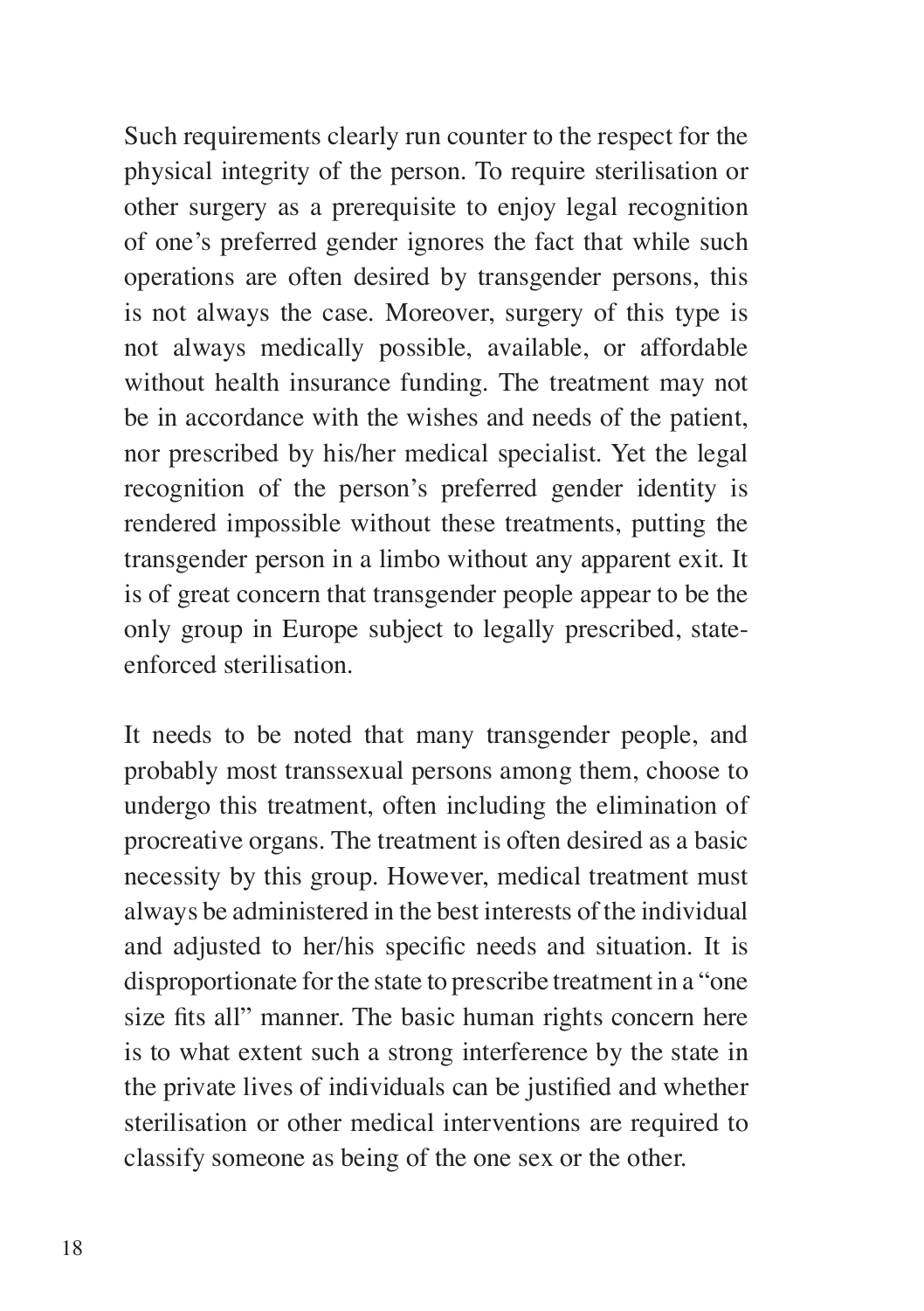Such requirements clearly run counter to the respect for the physical integrity of the person. To require sterilisation or other surgery as a prerequisite to enjoy legal recognition of one's preferred gender ignores the fact that while such operations are often desired by transgender persons, this is not always the case. Moreover, surgery of this type is not always medically possible, available, or affordable without health insurance funding. The treatment may not be in accordance with the wishes and needs of the patient, nor prescribed by his/her medical specialist. Yet the legal recognition of the person's preferred gender identity is rendered impossible without these treatments, putting the transgender person in a limbo without any apparent exit. It is of great concern that transgender people appear to be the only group in Europe subject to legally prescribed, state-enforced sterilisation.

It needs to be noted that many transgender people, and probably most transsexual persons among them, choose to undergo this treatment, often including the elimination of procreative organs. The treatment is often desired as a basic necessity by this group. However, medical treatment must always be administered in the best interests of the individual and adjusted to her/his specific needs and situation. It is disproportionate for the state to prescribe treatment in a "one size fits all" manner. The basic human rights concern here is to what extent such a strong interference by the state in the private lives of individuals can be justified and whether sterilisation or other medical interventions are required to classify someone as being of the one sex or the other.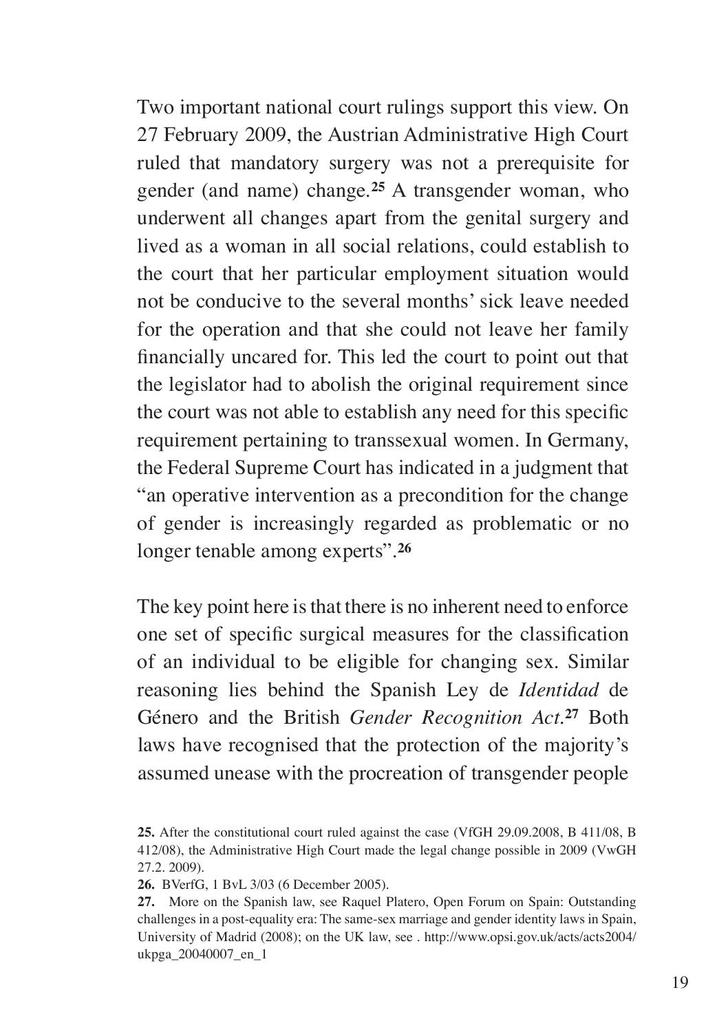Two important national court rulings support this view. On 27 February 2009, the Austrian Administrative High Court ruled that mandatory surgery was not a prerequisite for gender (and name) change.[25] A transgender woman, who underwent all changes apart from the genital surgery and lived as a woman in all social relations, could establish to the court that her particular employment situation would not be conducive to the several months' sick leave needed for the operation and that she could not leave her family financially uncared for. This led the court to point out that the legislator had to abolish the original requirement since the court was not able to establish any need for this specific requirement pertaining to transsexual women. In Germany, the Federal Supreme Court has indicated in a judgment that "an operative intervention as a precondition for the change of gender is increasingly regarded as problematic or no longer tenable among experts".[26]

The key point here is that there is no inherent need to enforce one set of specific surgical measures for the classification of an individual to be eligible for changing sex. Similar reasoning lies behind the Spanish Ley de *Identidad* de Género and the British *Gender Recognition Act*.[27] Both laws have recognised that the protection of the majority's assumed unease with the procreation of transgender people

**25.** After the constitutional court ruled against the case (VfGH 29.09.2008, B 411/08, B 412/08), the Administrative High Court made the legal change possible in 2009 (VwGH 27.2. 2009).

**26.** BVerfG, 1 BvL 3/03 (6 December 2005).

**27.** More on the Spanish law, see Raquel Platero, Open Forum on Spain: Outstanding challenges in a post-equality era: The same-sex marriage and gender identity laws in Spain, University of Madrid (2008); on the UK law, see . http://www.opsi.gov.uk/acts/acts2004/ukpga_20040007_en_1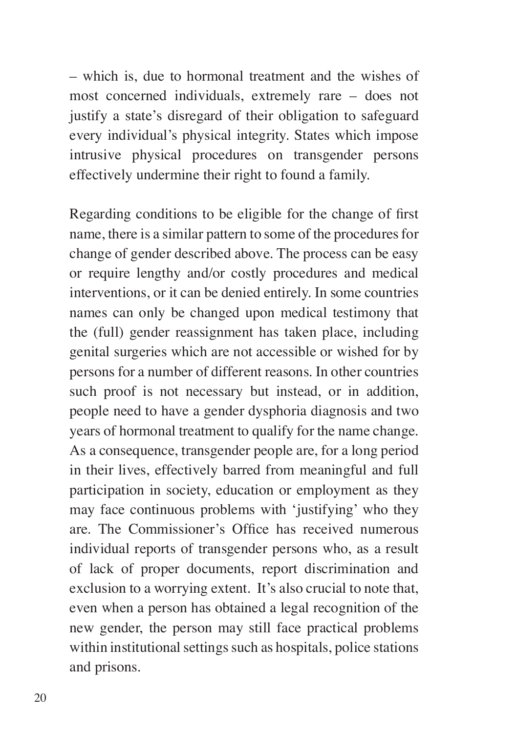– which is, due to hormonal treatment and the wishes of most concerned individuals, extremely rare – does not justify a state's disregard of their obligation to safeguard every individual's physical integrity. States which impose intrusive physical procedures on transgender persons effectively undermine their right to found a family.

Regarding conditions to be eligible for the change of first name, there is a similar pattern to some of the procedures for change of gender described above. The process can be easy or require lengthy and/or costly procedures and medical interventions, or it can be denied entirely. In some countries names can only be changed upon medical testimony that the (full) gender reassignment has taken place, including genital surgeries which are not accessible or wished for by persons for a number of different reasons. In other countries such proof is not necessary but instead, or in addition, people need to have a gender dysphoria diagnosis and two years of hormonal treatment to qualify for the name change. As a consequence, transgender people are, for a long period in their lives, effectively barred from meaningful and full participation in society, education or employment as they may face continuous problems with 'justifying' who they are. The Commissioner's Office has received numerous individual reports of transgender persons who, as a result of lack of proper documents, report discrimination and exclusion to a worrying extent. It's also crucial to note that, even when a person has obtained a legal recognition of the new gender, the person may still face practical problems within institutional settings such as hospitals, police stations and prisons.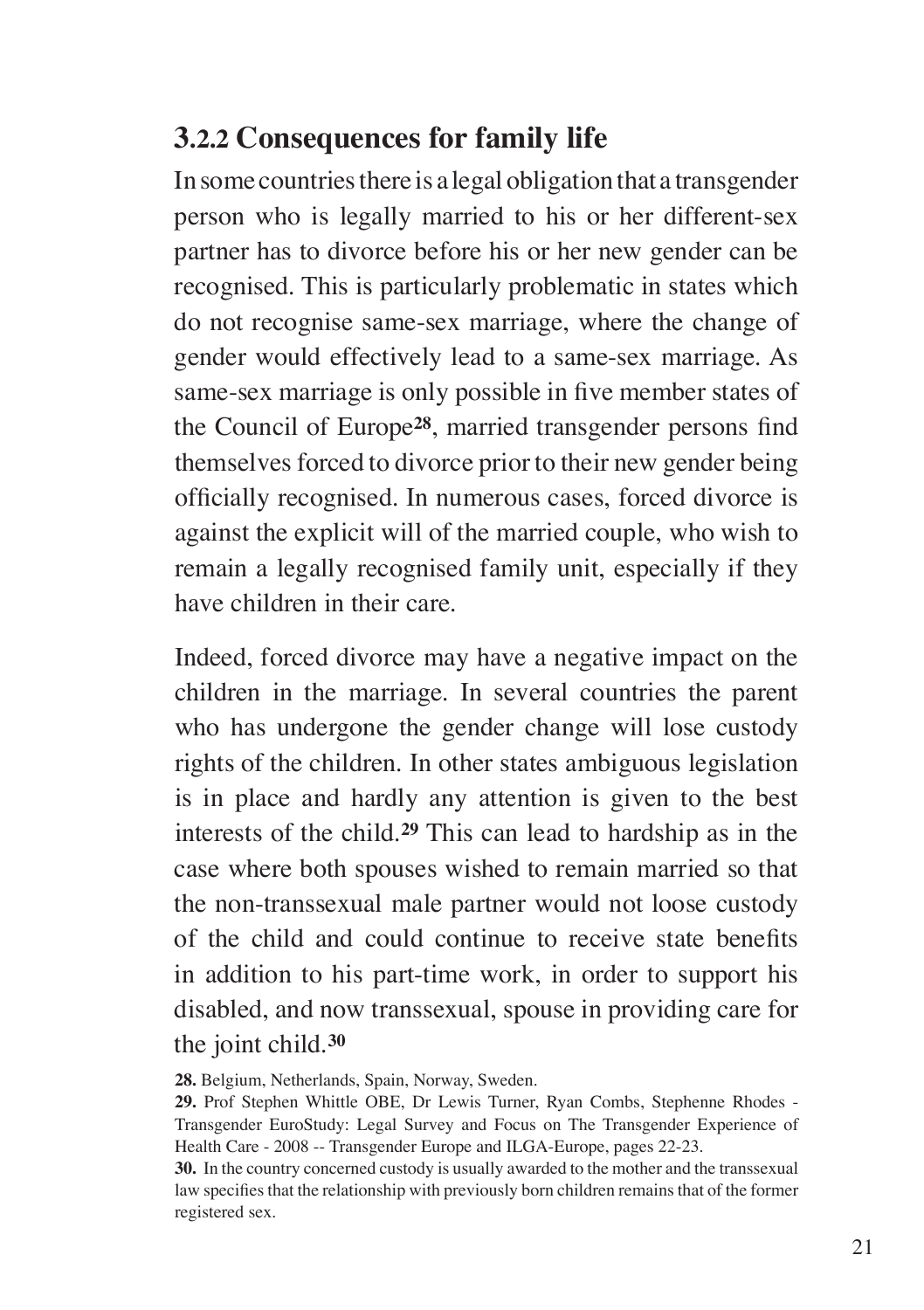### 3.2.2 Consequences for family life

In some countries there is a legal obligation that a transgender person who is legally married to his or her different-sex partner has to divorce before his or her new gender can be recognised. This is particularly problematic in states which do not recognise same-sex marriage, where the change of gender would effectively lead to a same-sex marriage. As same-sex marriage is only possible in five member states of the Council of Europe[28], married transgender persons find themselves forced to divorce prior to their new gender being officially recognised. In numerous cases, forced divorce is against the explicit will of the married couple, who wish to remain a legally recognised family unit, especially if they have children in their care.

Indeed, forced divorce may have a negative impact on the children in the marriage. In several countries the parent who has undergone the gender change will lose custody rights of the children. In other states ambiguous legislation is in place and hardly any attention is given to the best interests of the child.[29] This can lead to hardship as in the case where both spouses wished to remain married so that the non-transsexual male partner would not loose custody of the child and could continue to receive state benefits in addition to his part-time work, in order to support his disabled, and now transsexual, spouse in providing care for the joint child.[30]

**28.** Belgium, Netherlands, Spain, Norway, Sweden.

**29.** Prof Stephen Whittle OBE, Dr Lewis Turner, Ryan Combs, Stephenne Rhodes - Transgender EuroStudy: Legal Survey and Focus on The Transgender Experience of Health Care - 2008 -- Transgender Europe and ILGA-Europe, pages 22-23.

**30.** In the country concerned custody is usually awarded to the mother and the transsexual law specifies that the relationship with previously born children remains that of the former registered sex.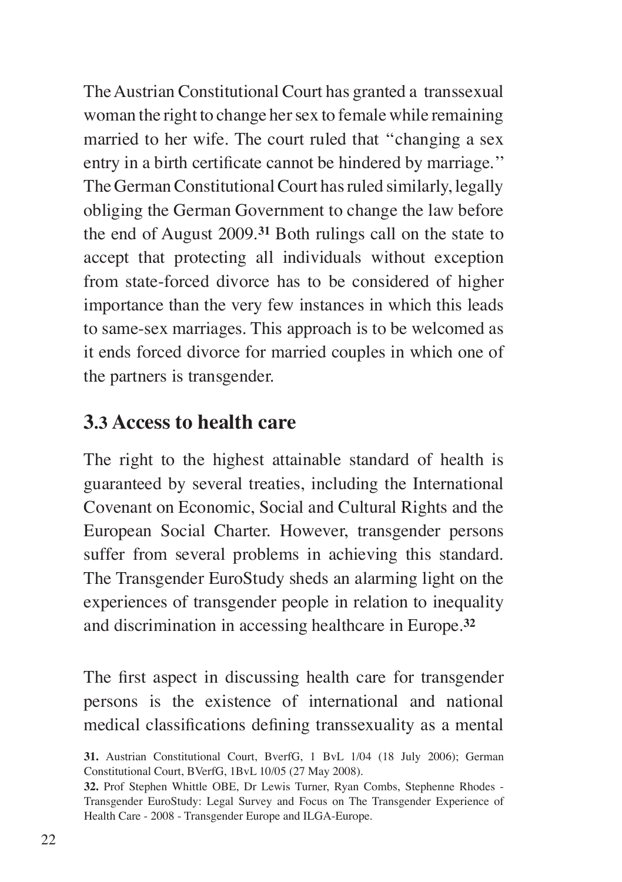The Austrian Constitutional Court has granted a transsexual woman the right to change her sex to female while remaining married to her wife. The court ruled that "changing a sex entry in a birth certificate cannot be hindered by marriage." The German Constitutional Court has ruled similarly, legally obliging the German Government to change the law before the end of August 2009.[31] Both rulings call on the state to accept that protecting all individuals without exception from state-forced divorce has to be considered of higher importance than the very few instances in which this leads to same-sex marriages. This approach is to be welcomed as it ends forced divorce for married couples in which one of the partners is transgender.

## 3.3 Access to health care

The right to the highest attainable standard of health is guaranteed by several treaties, including the International Covenant on Economic, Social and Cultural Rights and the European Social Charter. However, transgender persons suffer from several problems in achieving this standard. The Transgender EuroStudy sheds an alarming light on the experiences of transgender people in relation to inequality and discrimination in accessing healthcare in Europe.[32]

The first aspect in discussing health care for transgender persons is the existence of international and national medical classifications defining transsexuality as a mental

**31.** Austrian Constitutional Court, BverfG, 1 BvL 1/04 (18 July 2006); German Constitutional Court, BVerfG, 1BvL 10/05 (27 May 2008).

**32.** Prof Stephen Whittle OBE, Dr Lewis Turner, Ryan Combs, Stephenne Rhodes - Transgender EuroStudy: Legal Survey and Focus on The Transgender Experience of Health Care - 2008 - Transgender Europe and ILGA-Europe.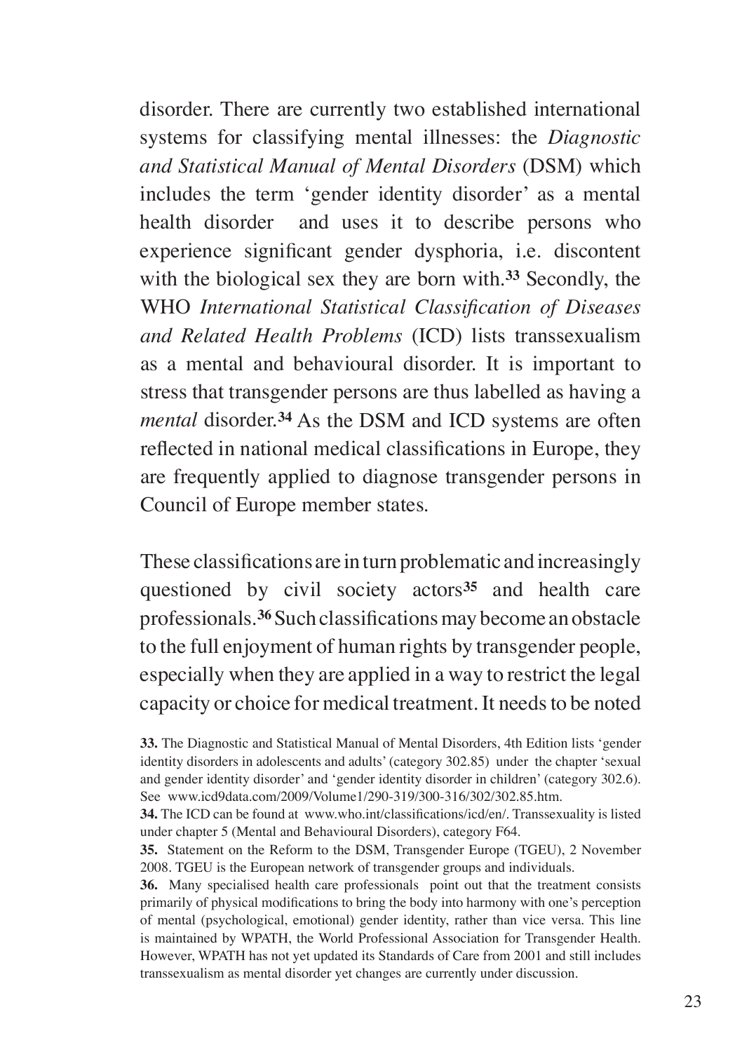disorder. There are currently two established international systems for classifying mental illnesses: the *Diagnostic and Statistical Manual of Mental Disorders* (DSM) which includes the term 'gender identity disorder' as a mental health disorder and uses it to describe persons who experience significant gender dysphoria, i.e. discontent with the biological sex they are born with.[33] Secondly, the WHO *International Statistical Classification of Diseases and Related Health Problems* (ICD) lists transsexualism as a mental and behavioural disorder. It is important to stress that transgender persons are thus labelled as having a *mental* disorder.[34] As the DSM and ICD systems are often reflected in national medical classifications in Europe, they are frequently applied to diagnose transgender persons in Council of Europe member states.

These classifications are in turn problematic and increasingly questioned by civil society actors[35] and health care professionals.[36] Such classifications may become an obstacle to the full enjoyment of human rights by transgender people, especially when they are applied in a way to restrict the legal capacity or choice for medical treatment. It needs to be noted

**33.** The Diagnostic and Statistical Manual of Mental Disorders, 4th Edition lists 'gender identity disorders in adolescents and adults' (category 302.85) under the chapter 'sexual and gender identity disorder' and 'gender identity disorder in children' (category 302.6). See www.icd9data.com/2009/Volume1/290-319/300-316/302/302.85.htm.

**34.** The ICD can be found at www.who.int/classifications/icd/en/. Transsexuality is listed under chapter 5 (Mental and Behavioural Disorders), category F64.

**35.** Statement on the Reform to the DSM, Transgender Europe (TGEU), 2 November 2008. TGEU is the European network of transgender groups and individuals.

**36.** Many specialised health care professionals point out that the treatment consists primarily of physical modifications to bring the body into harmony with one's perception of mental (psychological, emotional) gender identity, rather than vice versa. This line is maintained by WPATH, the World Professional Association for Transgender Health. However, WPATH has not yet updated its Standards of Care from 2001 and still includes transsexualism as mental disorder yet changes are currently under discussion.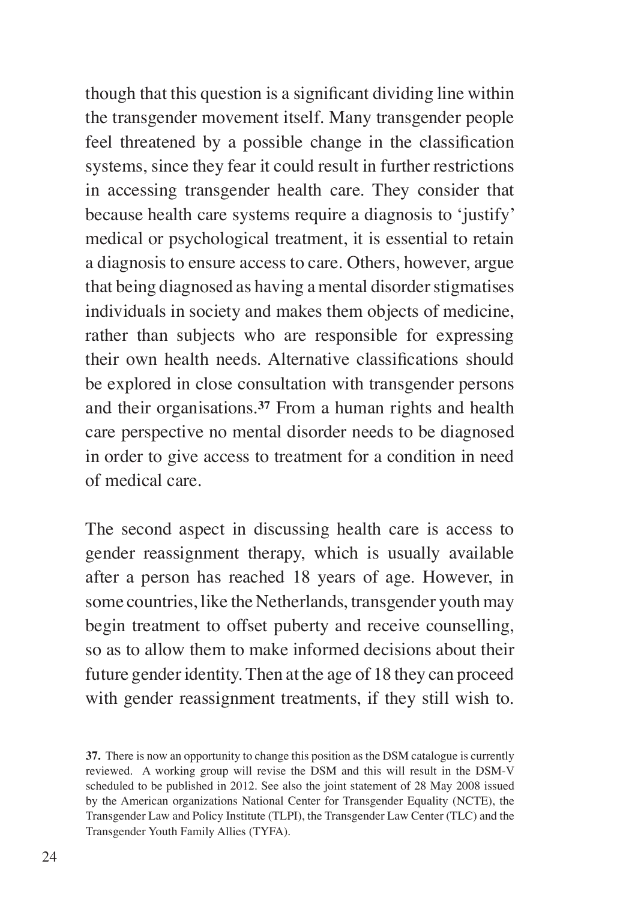though that this question is a significant dividing line within the transgender movement itself. Many transgender people feel threatened by a possible change in the classification systems, since they fear it could result in further restrictions in accessing transgender health care. They consider that because health care systems require a diagnosis to 'justify' medical or psychological treatment, it is essential to retain a diagnosis to ensure access to care. Others, however, argue that being diagnosed as having a mental disorder stigmatises individuals in society and makes them objects of medicine, rather than subjects who are responsible for expressing their own health needs. Alternative classifications should be explored in close consultation with transgender persons and their organisations.[37] From a human rights and health care perspective no mental disorder needs to be diagnosed in order to give access to treatment for a condition in need of medical care.

The second aspect in discussing health care is access to gender reassignment therapy, which is usually available after a person has reached 18 years of age. However, in some countries, like the Netherlands, transgender youth may begin treatment to offset puberty and receive counselling, so as to allow them to make informed decisions about their future gender identity. Then at the age of 18 they can proceed with gender reassignment treatments, if they still wish to.

**37.** There is now an opportunity to change this position as the DSM catalogue is currently reviewed. A working group will revise the DSM and this will result in the DSM-V scheduled to be published in 2012. See also the joint statement of 28 May 2008 issued by the American organizations National Center for Transgender Equality (NCTE), the Transgender Law and Policy Institute (TLPI), the Transgender Law Center (TLC) and the Transgender Youth Family Allies (TYFA).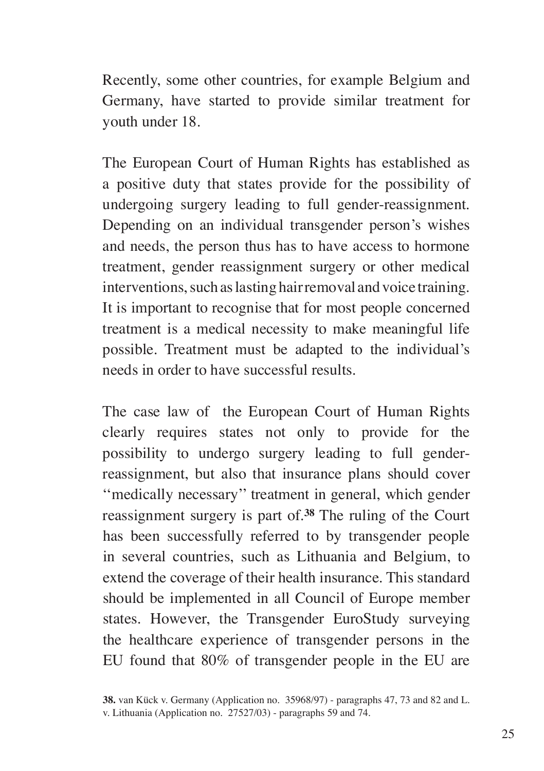Recently, some other countries, for example Belgium and Germany, have started to provide similar treatment for youth under 18.

The European Court of Human Rights has established as a positive duty that states provide for the possibility of undergoing surgery leading to full gender-reassignment. Depending on an individual transgender person's wishes and needs, the person thus has to have access to hormone treatment, gender reassignment surgery or other medical interventions, such as lasting hair removal and voice training. It is important to recognise that for most people concerned treatment is a medical necessity to make meaningful life possible. Treatment must be adapted to the individual's needs in order to have successful results.

The case law of the European Court of Human Rights clearly requires states not only to provide for the possibility to undergo surgery leading to full gender-reassignment, but also that insurance plans should cover ''medically necessary'' treatment in general, which gender reassignment surgery is part of.[38] The ruling of the Court has been successfully referred to by transgender people in several countries, such as Lithuania and Belgium, to extend the coverage of their health insurance. This standard should be implemented in all Council of Europe member states. However, the Transgender EuroStudy surveying the healthcare experience of transgender persons in the EU found that 80% of transgender people in the EU are

**38.** van Kück v. Germany (Application no. 35968/97) - paragraphs 47, 73 and 82 and L. v. Lithuania (Application no. 27527/03) - paragraphs 59 and 74.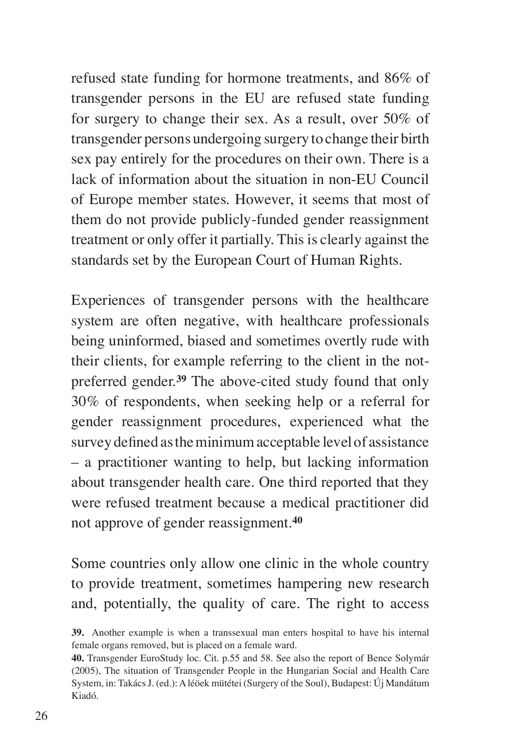refused state funding for hormone treatments, and 86% of transgender persons in the EU are refused state funding for surgery to change their sex. As a result, over 50% of transgender persons undergoing surgery to change their birth sex pay entirely for the procedures on their own. There is a lack of information about the situation in non-EU Council of Europe member states. However, it seems that most of them do not provide publicly-funded gender reassignment treatment or only offer it partially. This is clearly against the standards set by the European Court of Human Rights.

Experiences of transgender persons with the healthcare system are often negative, with healthcare professionals being uninformed, biased and sometimes overtly rude with their clients, for example referring to the client in the not-preferred gender.[39] The above-cited study found that only 30% of respondents, when seeking help or a referral for gender reassignment procedures, experienced what the survey defined as the minimum acceptable level of assistance – a practitioner wanting to help, but lacking information about transgender health care. One third reported that they were refused treatment because a medical practitioner did not approve of gender reassignment.[40]

Some countries only allow one clinic in the whole country to provide treatment, sometimes hampering new research and, potentially, the quality of care. The right to access

**39.** Another example is when a transsexual man enters hospital to have his internal female organs removed, but is placed on a female ward.

**40.** Transgender EuroStudy loc. Cit. p.55 and 58. See also the report of Bence Solymár (2005), The situation of Transgender People in the Hungarian Social and Health Care System, in: Takács J. (ed.): A léöek mütétei (Surgery of the Soul), Budapest: Új Mandátum Kiadó.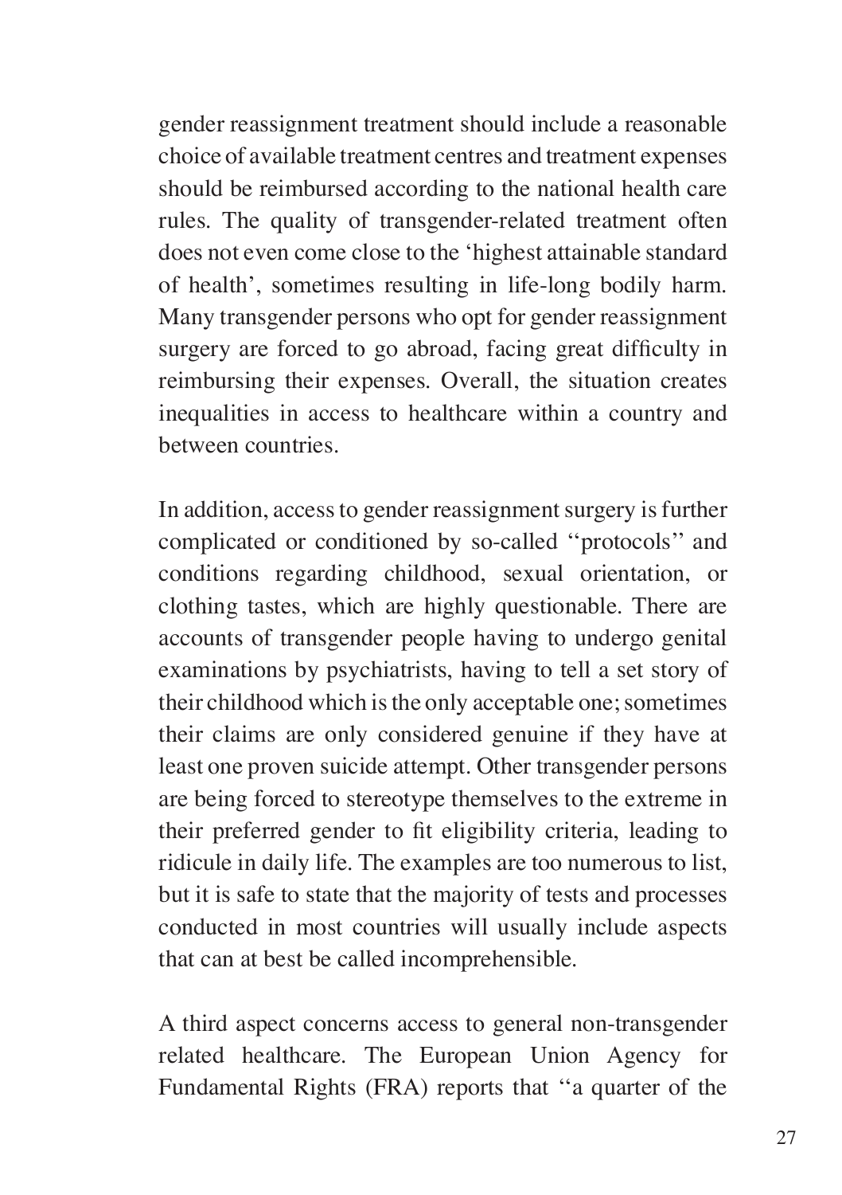gender reassignment treatment should include a reasonable choice of available treatment centres and treatment expenses should be reimbursed according to the national health care rules. The quality of transgender-related treatment often does not even come close to the 'highest attainable standard of health', sometimes resulting in life-long bodily harm. Many transgender persons who opt for gender reassignment surgery are forced to go abroad, facing great difficulty in reimbursing their expenses. Overall, the situation creates inequalities in access to healthcare within a country and between countries.

In addition, access to gender reassignment surgery is further complicated or conditioned by so-called ''protocols'' and conditions regarding childhood, sexual orientation, or clothing tastes, which are highly questionable. There are accounts of transgender people having to undergo genital examinations by psychiatrists, having to tell a set story of their childhood which is the only acceptable one; sometimes their claims are only considered genuine if they have at least one proven suicide attempt. Other transgender persons are being forced to stereotype themselves to the extreme in their preferred gender to fit eligibility criteria, leading to ridicule in daily life. The examples are too numerous to list, but it is safe to state that the majority of tests and processes conducted in most countries will usually include aspects that can at best be called incomprehensible.

A third aspect concerns access to general non-transgender related healthcare. The European Union Agency for Fundamental Rights (FRA) reports that ''a quarter of the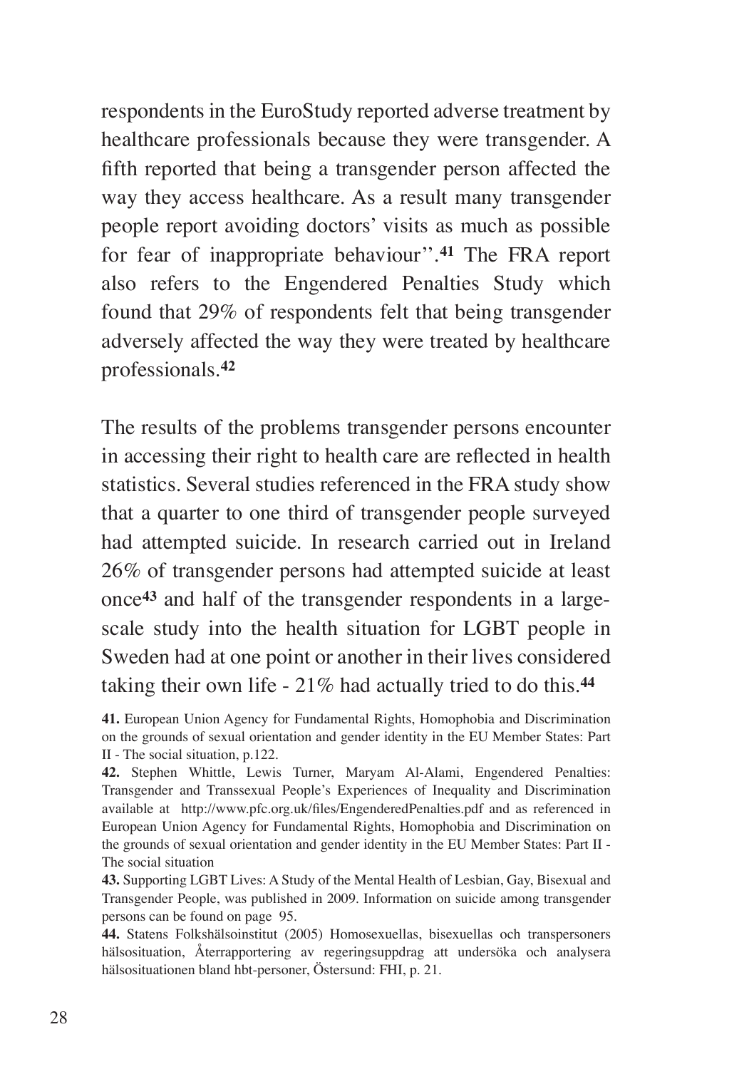respondents in the EuroStudy reported adverse treatment by healthcare professionals because they were transgender. A fifth reported that being a transgender person affected the way they access healthcare. As a result many transgender people report avoiding doctors' visits as much as possible for fear of inappropriate behaviour''.[41] The FRA report also refers to the Engendered Penalties Study which found that 29% of respondents felt that being transgender adversely affected the way they were treated by healthcare professionals.[42]

The results of the problems transgender persons encounter in accessing their right to health care are reflected in health statistics. Several studies referenced in the FRA study show that a quarter to one third of transgender people surveyed had attempted suicide. In research carried out in Ireland 26% of transgender persons had attempted suicide at least once[43] and half of the transgender respondents in a large-scale study into the health situation for LGBT people in Sweden had at one point or another in their lives considered taking their own life - 21% had actually tried to do this.[44]

**41.** European Union Agency for Fundamental Rights, Homophobia and Discrimination on the grounds of sexual orientation and gender identity in the EU Member States: Part II - The social situation, p.122.

**42.** Stephen Whittle, Lewis Turner, Maryam Al-Alami, Engendered Penalties: Transgender and Transsexual People's Experiences of Inequality and Discrimination available at http://www.pfc.org.uk/files/EngenderedPenalties.pdf and as referenced in European Union Agency for Fundamental Rights, Homophobia and Discrimination on the grounds of sexual orientation and gender identity in the EU Member States: Part II - The social situation

**43.** Supporting LGBT Lives: A Study of the Mental Health of Lesbian, Gay, Bisexual and Transgender People, was published in 2009. Information on suicide among transgender persons can be found on page 95.

**44.** Statens Folkhälsoinstitut (2005) Homosexuellas, bisexuellas och transpersoners hälsosituation, Återrapportering av regeringsuppdrag att undersöka och analysera hälsosituationen bland hbt-personer, Östersund: FHI, p. 21.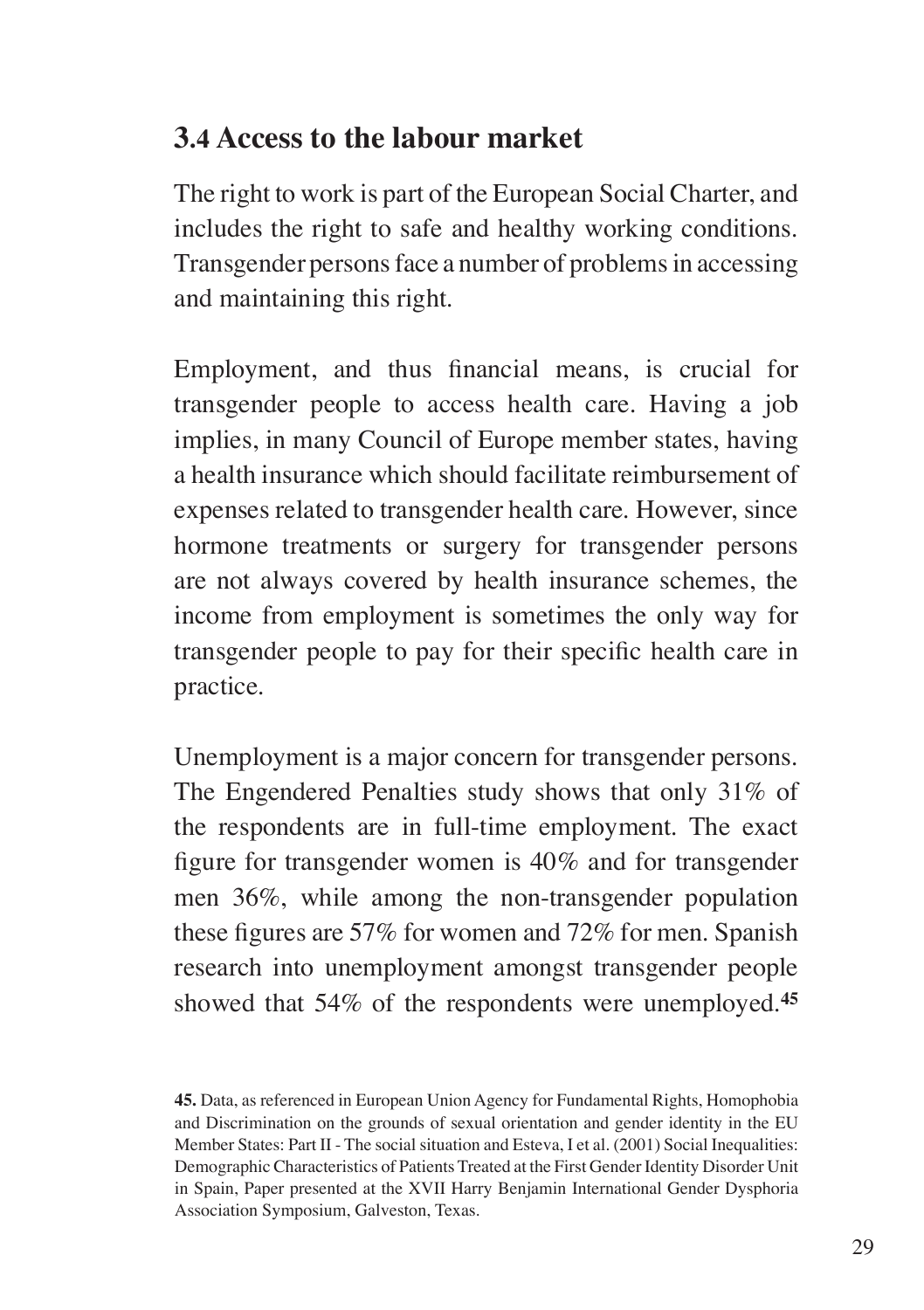## 3.4 Access to the labour market

The right to work is part of the European Social Charter, and includes the right to safe and healthy working conditions. Transgender persons face a number of problems in accessing and maintaining this right.

Employment, and thus financial means, is crucial for transgender people to access health care. Having a job implies, in many Council of Europe member states, having a health insurance which should facilitate reimbursement of expenses related to transgender health care. However, since hormone treatments or surgery for transgender persons are not always covered by health insurance schemes, the income from employment is sometimes the only way for transgender people to pay for their specific health care in practice.

Unemployment is a major concern for transgender persons. The Engendered Penalties study shows that only 31% of the respondents are in full-time employment. The exact figure for transgender women is 40% and for transgender men 36%, while among the non-transgender population these figures are 57% for women and 72% for men. Spanish research into unemployment amongst transgender people showed that 54% of the respondents were unemployed.[45]

**45.** Data, as referenced in European Union Agency for Fundamental Rights, Homophobia and Discrimination on the grounds of sexual orientation and gender identity in the EU Member States: Part II - The social situation and Esteva, I et al. (2001) Social Inequalities: Demographic Characteristics of Patients Treated at the First Gender Identity Disorder Unit in Spain, Paper presented at the XVII Harry Benjamin International Gender Dysphoria Association Symposium, Galveston, Texas.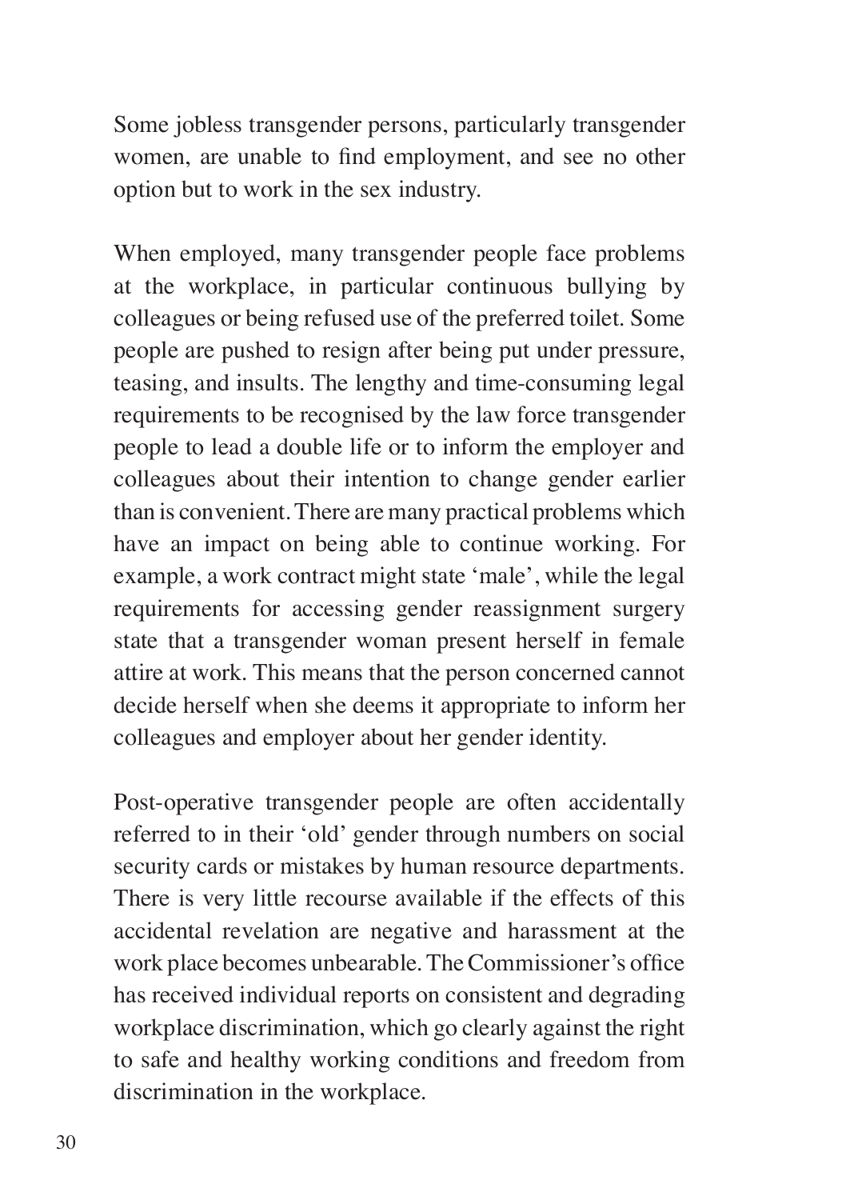Some jobless transgender persons, particularly transgender women, are unable to find employment, and see no other option but to work in the sex industry.

When employed, many transgender people face problems at the workplace, in particular continuous bullying by colleagues or being refused use of the preferred toilet. Some people are pushed to resign after being put under pressure, teasing, and insults. The lengthy and time-consuming legal requirements to be recognised by the law force transgender people to lead a double life or to inform the employer and colleagues about their intention to change gender earlier than is convenient. There are many practical problems which have an impact on being able to continue working. For example, a work contract might state 'male', while the legal requirements for accessing gender reassignment surgery state that a transgender woman present herself in female attire at work. This means that the person concerned cannot decide herself when she deems it appropriate to inform her colleagues and employer about her gender identity.

Post-operative transgender people are often accidentally referred to in their 'old' gender through numbers on social security cards or mistakes by human resource departments. There is very little recourse available if the effects of this accidental revelation are negative and harassment at the work place becomes unbearable. The Commissioner's office has received individual reports on consistent and degrading workplace discrimination, which go clearly against the right to safe and healthy working conditions and freedom from discrimination in the workplace.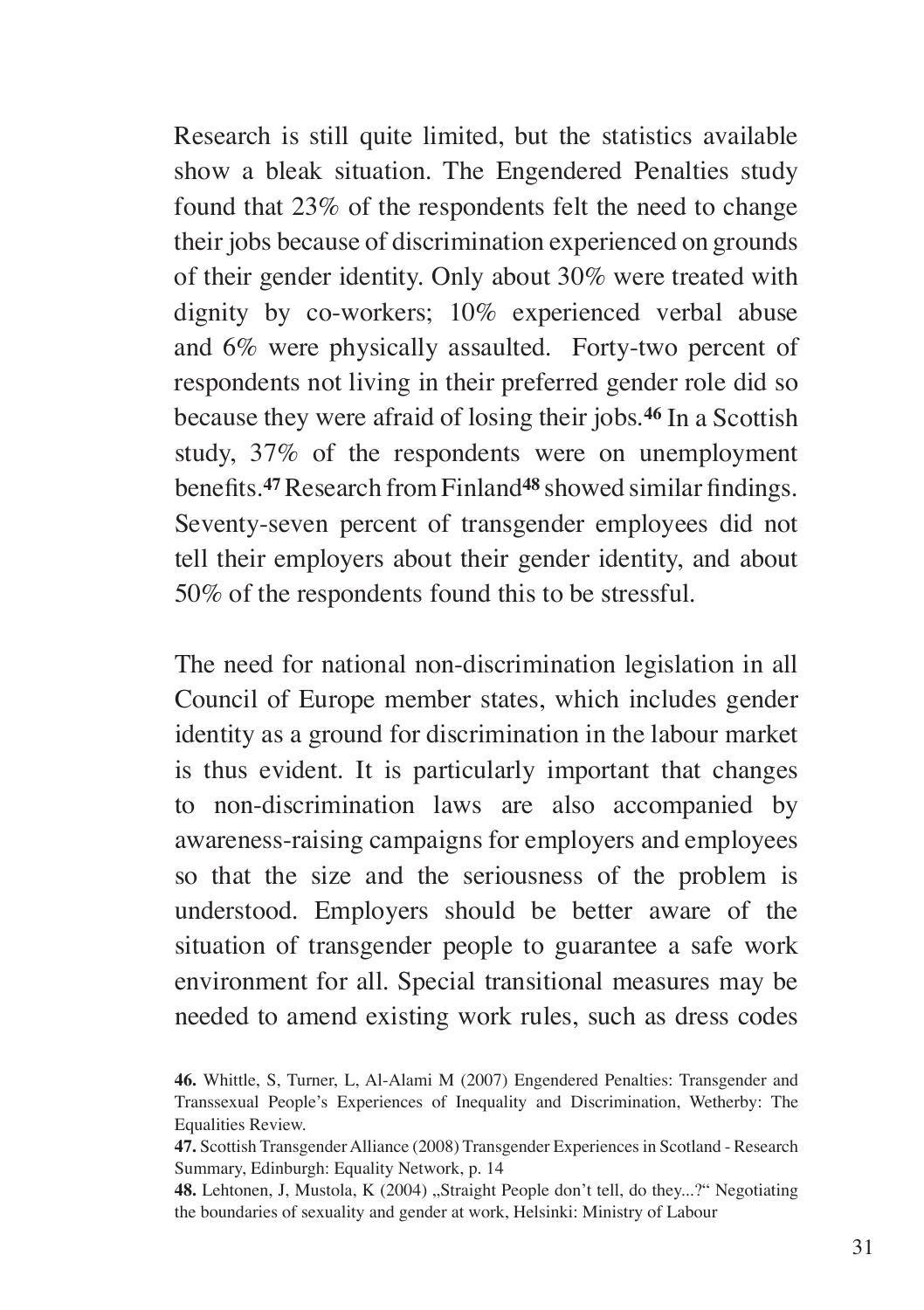Research is still quite limited, but the statistics available show a bleak situation. The Engendered Penalties study found that 23% of the respondents felt the need to change their jobs because of discrimination experienced on grounds of their gender identity. Only about 30% were treated with dignity by co-workers; 10% experienced verbal abuse and 6% were physically assaulted. Forty-two percent of respondents not living in their preferred gender role did so because they were afraid of losing their jobs.[46] In a Scottish study, 37% of the respondents were on unemployment benefits.[47] Research from Finland[48] showed similar findings. Seventy-seven percent of transgender employees did not tell their employers about their gender identity, and about 50% of the respondents found this to be stressful.

The need for national non-discrimination legislation in all Council of Europe member states, which includes gender identity as a ground for discrimination in the labour market is thus evident. It is particularly important that changes to non-discrimination laws are also accompanied by awareness-raising campaigns for employers and employees so that the size and the seriousness of the problem is understood. Employers should be better aware of the situation of transgender people to guarantee a safe work environment for all. Special transitional measures may be needed to amend existing work rules, such as dress codes

**46.** Whittle, S, Turner, L, Al-Alami M (2007) Engendered Penalties: Transgender and Transsexual People's Experiences of Inequality and Discrimination, Wetherby: The Equalities Review.

**47.** Scottish Transgender Alliance (2008) Transgender Experiences in Scotland - Research Summary, Edinburgh: Equality Network, p. 14

**48.** Lehtonen, J, Mustola, K (2004) „Straight People don't tell, do they...?" Negotiating the boundaries of sexuality and gender at work, Helsinki: Ministry of Labour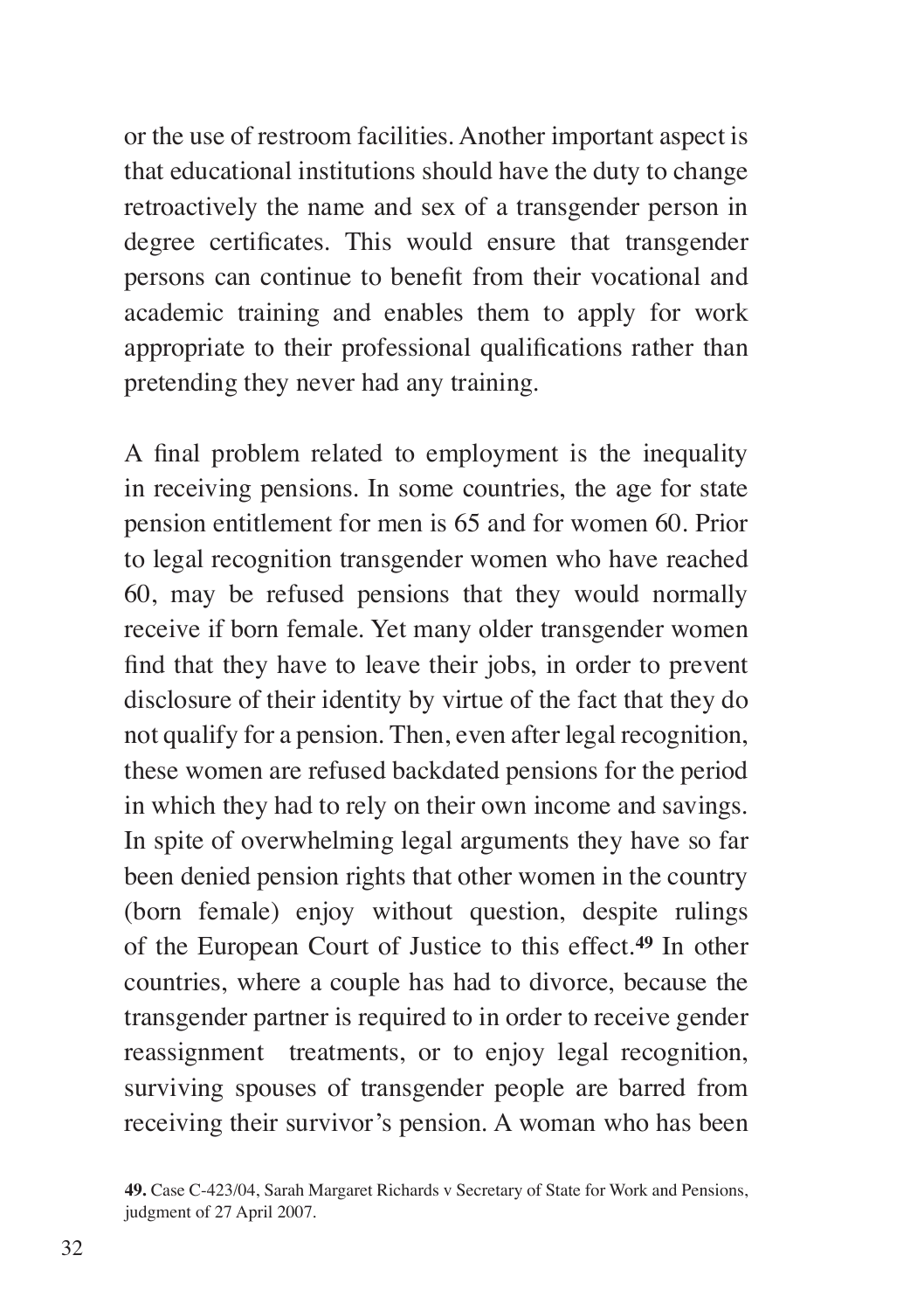or the use of restroom facilities. Another important aspect is that educational institutions should have the duty to change retroactively the name and sex of a transgender person in degree certificates. This would ensure that transgender persons can continue to benefit from their vocational and academic training and enables them to apply for work appropriate to their professional qualifications rather than pretending they never had any training.

A final problem related to employment is the inequality in receiving pensions. In some countries, the age for state pension entitlement for men is 65 and for women 60. Prior to legal recognition transgender women who have reached 60, may be refused pensions that they would normally receive if born female. Yet many older transgender women find that they have to leave their jobs, in order to prevent disclosure of their identity by virtue of the fact that they do not qualify for a pension. Then, even after legal recognition, these women are refused backdated pensions for the period in which they had to rely on their own income and savings. In spite of overwhelming legal arguments they have so far been denied pension rights that other women in the country (born female) enjoy without question, despite rulings of the European Court of Justice to this effect.[49] In other countries, where a couple has had to divorce, because the transgender partner is required to in order to receive gender reassignment treatments, or to enjoy legal recognition, surviving spouses of transgender people are barred from receiving their survivor's pension. A woman who has been

**49.** Case C-423/04, Sarah Margaret Richards v Secretary of State for Work and Pensions, judgment of 27 April 2007.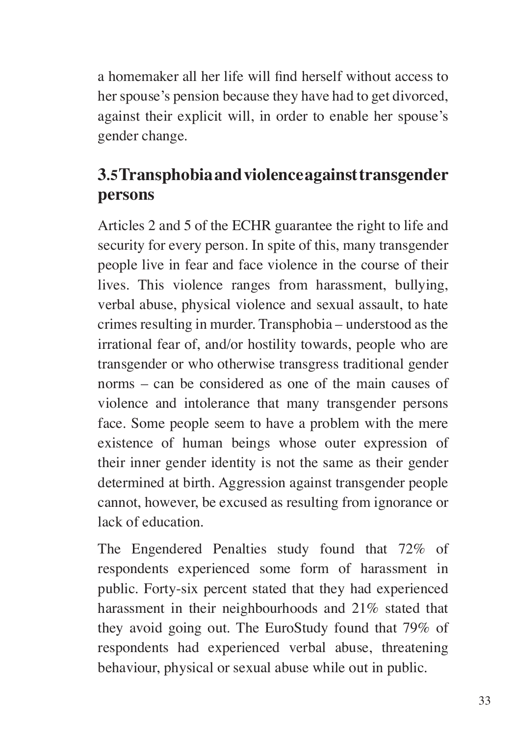a homemaker all her life will find herself without access to her spouse's pension because they have had to get divorced, against their explicit will, in order to enable her spouse's gender change.

## 3.5 Transphobia and violence against transgender persons

Articles 2 and 5 of the ECHR guarantee the right to life and security for every person. In spite of this, many transgender people live in fear and face violence in the course of their lives. This violence ranges from harassment, bullying, verbal abuse, physical violence and sexual assault, to hate crimes resulting in murder. Transphobia – understood as the irrational fear of, and/or hostility towards, people who are transgender or who otherwise transgress traditional gender norms – can be considered as one of the main causes of violence and intolerance that many transgender persons face. Some people seem to have a problem with the mere existence of human beings whose outer expression of their inner gender identity is not the same as their gender determined at birth. Aggression against transgender people cannot, however, be excused as resulting from ignorance or lack of education.

The Engendered Penalties study found that 72% of respondents experienced some form of harassment in public. Forty-six percent stated that they had experienced harassment in their neighbourhoods and 21% stated that they avoid going out. The EuroStudy found that 79% of respondents had experienced verbal abuse, threatening behaviour, physical or sexual abuse while out in public.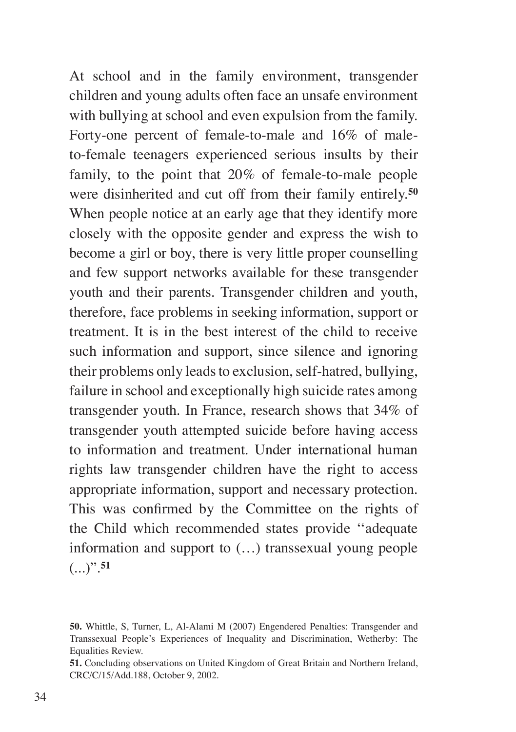At school and in the family environment, transgender children and young adults often face an unsafe environment with bullying at school and even expulsion from the family. Forty-one percent of female-to-male and 16% of male-to-female teenagers experienced serious insults by their family, to the point that 20% of female-to-male people were disinherited and cut off from their family entirely.[50] When people notice at an early age that they identify more closely with the opposite gender and express the wish to become a girl or boy, there is very little proper counselling and few support networks available for these transgender youth and their parents. Transgender children and youth, therefore, face problems in seeking information, support or treatment. It is in the best interest of the child to receive such information and support, since silence and ignoring their problems only leads to exclusion, self-hatred, bullying, failure in school and exceptionally high suicide rates among transgender youth. In France, research shows that 34% of transgender youth attempted suicide before having access to information and treatment. Under international human rights law transgender children have the right to access appropriate information, support and necessary protection. This was confirmed by the Committee on the rights of the Child which recommended states provide ''adequate information and support to (…) transsexual young people (...)".[51]

**50.** Whittle, S, Turner, L, Al-Alami M (2007) Engendered Penalties: Transgender and Transsexual People's Experiences of Inequality and Discrimination, Wetherby: The Equalities Review.

**51.** Concluding observations on United Kingdom of Great Britain and Northern Ireland, CRC/C/15/Add.188, October 9, 2002.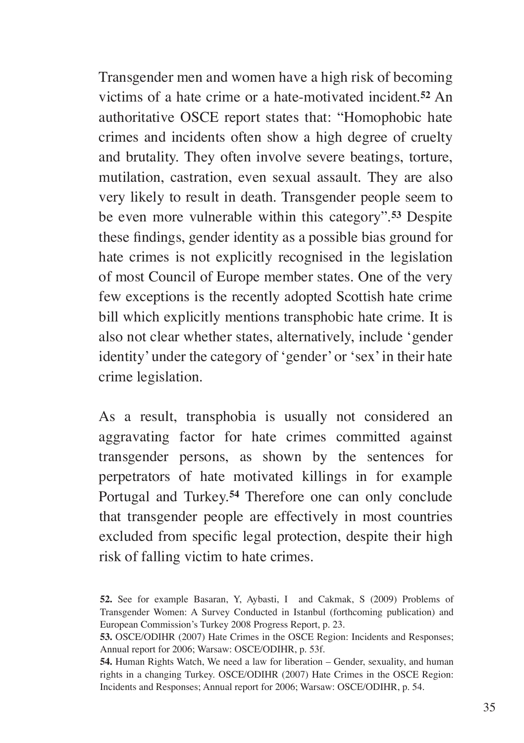Transgender men and women have a high risk of becoming victims of a hate crime or a hate-motivated incident.[52] An authoritative OSCE report states that: "Homophobic hate crimes and incidents often show a high degree of cruelty and brutality. They often involve severe beatings, torture, mutilation, castration, even sexual assault. They are also very likely to result in death. Transgender people seem to be even more vulnerable within this category".[53] Despite these findings, gender identity as a possible bias ground for hate crimes is not explicitly recognised in the legislation of most Council of Europe member states. One of the very few exceptions is the recently adopted Scottish hate crime bill which explicitly mentions transphobic hate crime. It is also not clear whether states, alternatively, include 'gender identity' under the category of 'gender' or 'sex' in their hate crime legislation.

As a result, transphobia is usually not considered an aggravating factor for hate crimes committed against transgender persons, as shown by the sentences for perpetrators of hate motivated killings in for example Portugal and Turkey.[54] Therefore one can only conclude that transgender people are effectively in most countries excluded from specific legal protection, despite their high risk of falling victim to hate crimes.

**52.** See for example Basaran, Y, Aybasti, I and Cakmak, S (2009) Problems of Transgender Women: A Survey Conducted in Istanbul (forthcoming publication) and European Commission's Turkey 2008 Progress Report, p. 23.

**53.** OSCE/ODIHR (2007) Hate Crimes in the OSCE Region: Incidents and Responses; Annual report for 2006; Warsaw: OSCE/ODIHR, p. 53f.

**54.** Human Rights Watch, We need a law for liberation – Gender, sexuality, and human rights in a changing Turkey. OSCE/ODIHR (2007) Hate Crimes in the OSCE Region: Incidents and Responses; Annual report for 2006; Warsaw: OSCE/ODIHR, p. 54.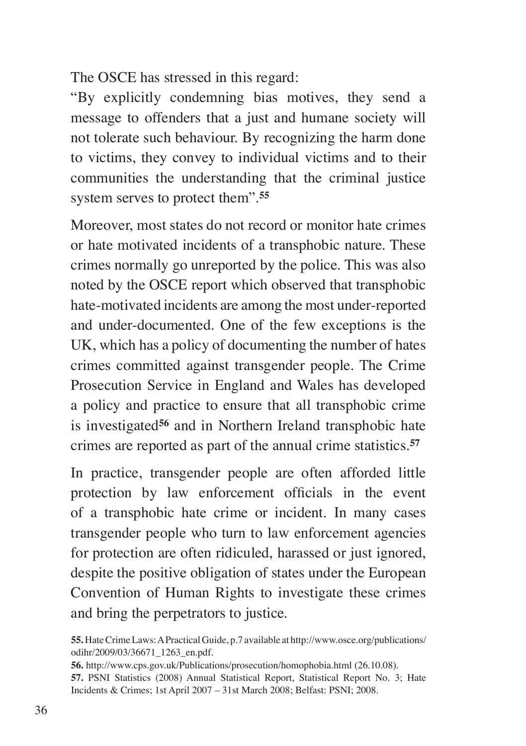The OSCE has stressed in this regard:

"By explicitly condemning bias motives, they send a message to offenders that a just and humane society will not tolerate such behaviour. By recognizing the harm done to victims, they convey to individual victims and to their communities the understanding that the criminal justice system serves to protect them".[55]

Moreover, most states do not record or monitor hate crimes or hate motivated incidents of a transphobic nature. These crimes normally go unreported by the police. This was also noted by the OSCE report which observed that transphobic hate-motivated incidents are among the most under-reported and under-documented. One of the few exceptions is the UK, which has a policy of documenting the number of hates crimes committed against transgender people. The Crime Prosecution Service in England and Wales has developed a policy and practice to ensure that all transphobic crime is investigated[56] and in Northern Ireland transphobic hate crimes are reported as part of the annual crime statistics.[57]

In practice, transgender people are often afforded little protection by law enforcement officials in the event of a transphobic hate crime or incident. In many cases transgender people who turn to law enforcement agencies for protection are often ridiculed, harassed or just ignored, despite the positive obligation of states under the European Convention of Human Rights to investigate these crimes and bring the perpetrators to justice.

**55.** Hate Crime Laws: A Practical Guide, p.7 available at http://www.osce.org/publications/odihr/2009/03/36671_1263_en.pdf.

**56.** http://www.cps.gov.uk/Publications/prosecution/homophobia.html (26.10.08).

**57.** PSNI Statistics (2008) Annual Statistical Report, Statistical Report No. 3; Hate Incidents & Crimes; 1st April 2007 – 31st March 2008; Belfast: PSNI; 2008.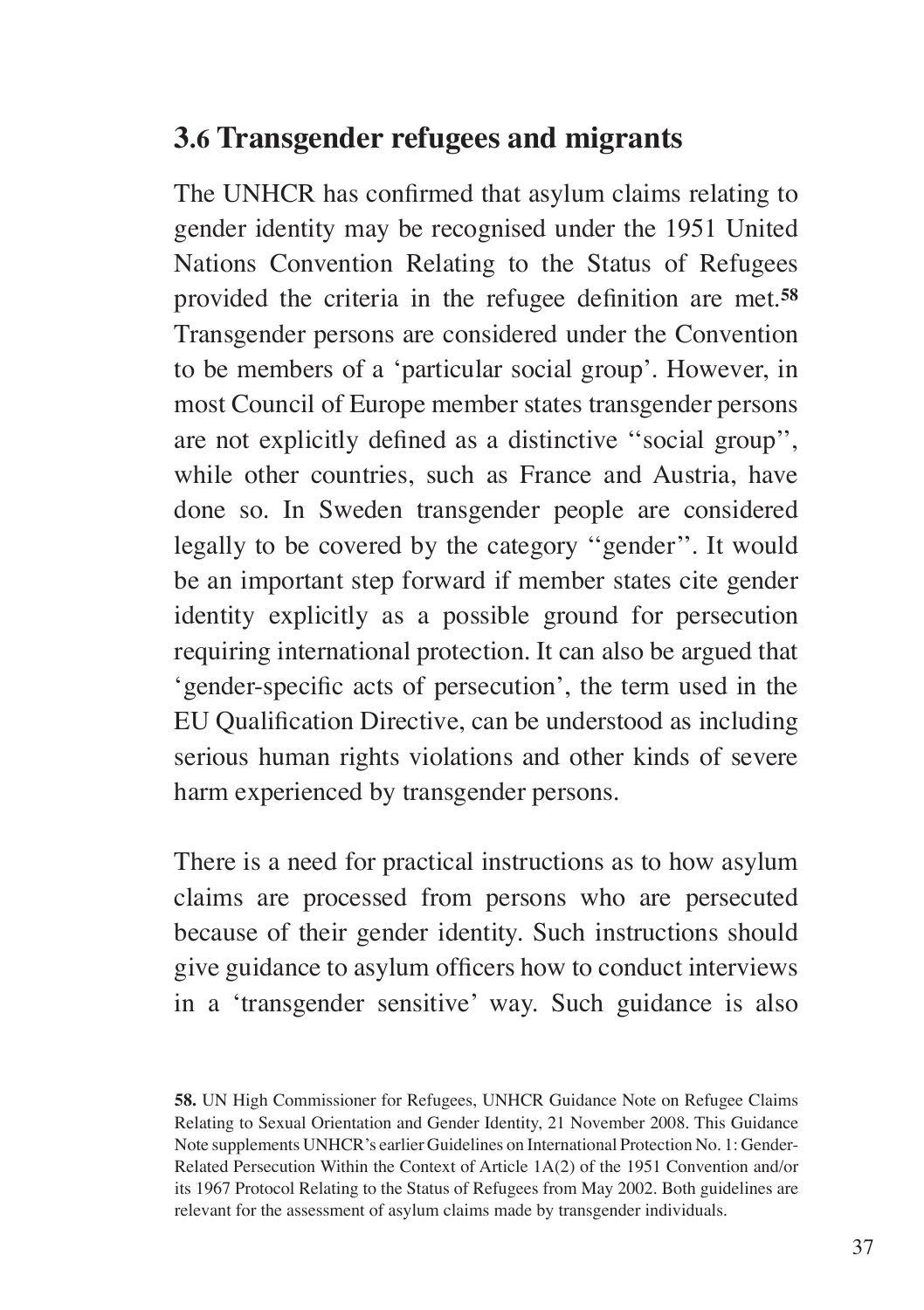## 3.6 Transgender refugees and migrants

The UNHCR has confirmed that asylum claims relating to gender identity may be recognised under the 1951 United Nations Convention Relating to the Status of Refugees provided the criteria in the refugee definition are met.[58] Transgender persons are considered under the Convention to be members of a 'particular social group'. However, in most Council of Europe member states transgender persons are not explicitly defined as a distinctive ''social group'', while other countries, such as France and Austria, have done so. In Sweden transgender people are considered legally to be covered by the category ''gender''. It would be an important step forward if member states cite gender identity explicitly as a possible ground for persecution requiring international protection. It can also be argued that 'gender-specific acts of persecution', the term used in the EU Qualification Directive, can be understood as including serious human rights violations and other kinds of severe harm experienced by transgender persons.

There is a need for practical instructions as to how asylum claims are processed from persons who are persecuted because of their gender identity. Such instructions should give guidance to asylum officers how to conduct interviews in a 'transgender sensitive' way. Such guidance is also

**58.** UN High Commissioner for Refugees, UNHCR Guidance Note on Refugee Claims Relating to Sexual Orientation and Gender Identity, 21 November 2008. This Guidance Note supplements UNHCR's earlier Guidelines on International Protection No. 1: Gender-Related Persecution Within the Context of Article 1A(2) of the 1951 Convention and/or its 1967 Protocol Relating to the Status of Refugees from May 2002. Both guidelines are relevant for the assessment of asylum claims made by transgender individuals.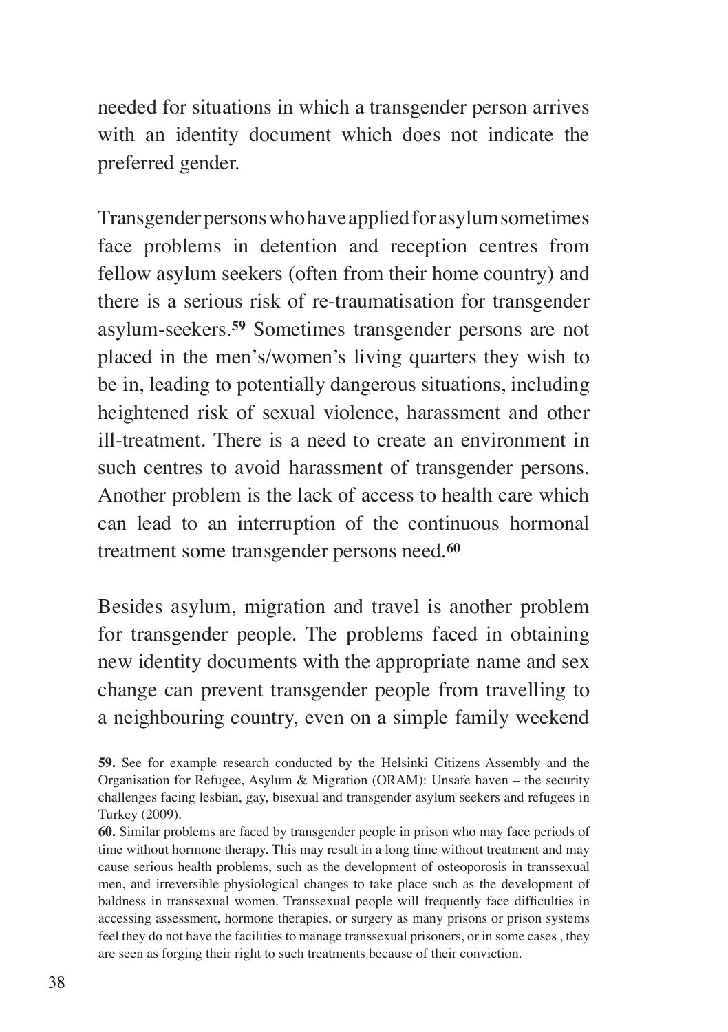needed for situations in which a transgender person arrives with an identity document which does not indicate the preferred gender.

Transgender persons who have applied for asylum sometimes face problems in detention and reception centres from fellow asylum seekers (often from their home country) and there is a serious risk of re-traumatisation for transgender asylum-seekers.[59] Sometimes transgender persons are not placed in the men's/women's living quarters they wish to be in, leading to potentially dangerous situations, including heightened risk of sexual violence, harassment and other ill-treatment. There is a need to create an environment in such centres to avoid harassment of transgender persons. Another problem is the lack of access to health care which can lead to an interruption of the continuous hormonal treatment some transgender persons need.[60]

Besides asylum, migration and travel is another problem for transgender people. The problems faced in obtaining new identity documents with the appropriate name and sex change can prevent transgender people from travelling to a neighbouring country, even on a simple family weekend

**59.** See for example research conducted by the Helsinki Citizens Assembly and the Organisation for Refugee, Asylum & Migration (ORAM): Unsafe haven – the security challenges facing lesbian, gay, bisexual and transgender asylum seekers and refugees in Turkey (2009).

**60.** Similar problems are faced by transgender people in prison who may face periods of time without hormone therapy. This may result in a long time without treatment and may cause serious health problems, such as the development of osteoporosis in transsexual men, and irreversible physiological changes to take place such as the development of baldness in transsexual women. Transsexual people will frequently face difficulties in accessing assessment, hormone therapies, or surgery as many prisons or prison systems feel they do not have the facilities to manage transsexual prisoners, or in some cases , they are seen as forging their right to such treatments because of their conviction.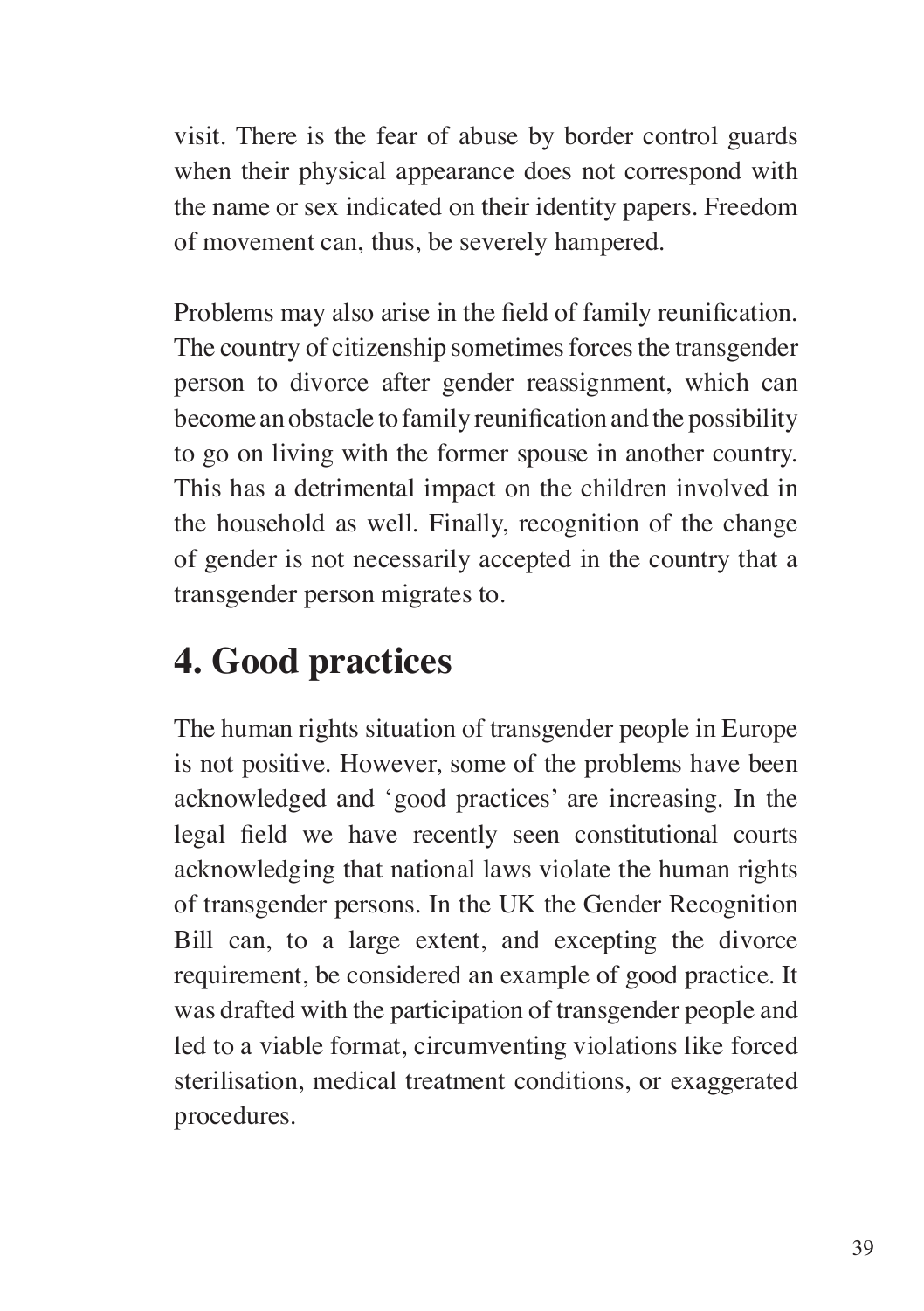visit. There is the fear of abuse by border control guards when their physical appearance does not correspond with the name or sex indicated on their identity papers. Freedom of movement can, thus, be severely hampered.

Problems may also arise in the field of family reunification. The country of citizenship sometimes forces the transgender person to divorce after gender reassignment, which can become an obstacle to family reunification and the possibility to go on living with the former spouse in another country. This has a detrimental impact on the children involved in the household as well. Finally, recognition of the change of gender is not necessarily accepted in the country that a transgender person migrates to.

## 4. Good practices

The human rights situation of transgender people in Europe is not positive. However, some of the problems have been acknowledged and 'good practices' are increasing. In the legal field we have recently seen constitutional courts acknowledging that national laws violate the human rights of transgender persons. In the UK the Gender Recognition Bill can, to a large extent, and excepting the divorce requirement, be considered an example of good practice. It was drafted with the participation of transgender people and led to a viable format, circumventing violations like forced sterilisation, medical treatment conditions, or exaggerated procedures.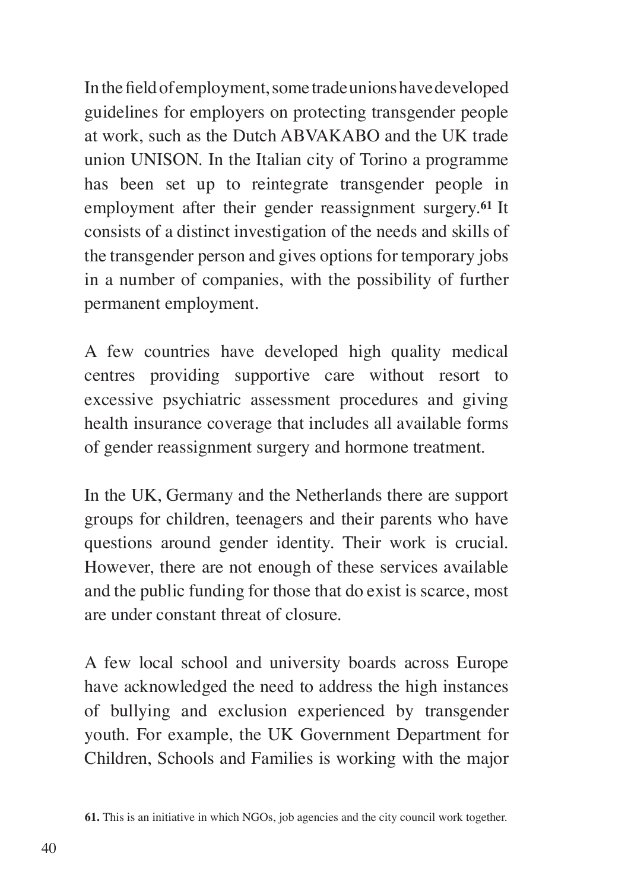In the field of employment, some trade unions have developed guidelines for employers on protecting transgender people at work, such as the Dutch ABVAKABO and the UK trade union UNISON. In the Italian city of Torino a programme has been set up to reintegrate transgender people in employment after their gender reassignment surgery.[61] It consists of a distinct investigation of the needs and skills of the transgender person and gives options for temporary jobs in a number of companies, with the possibility of further permanent employment.

A few countries have developed high quality medical centres providing supportive care without resort to excessive psychiatric assessment procedures and giving health insurance coverage that includes all available forms of gender reassignment surgery and hormone treatment.

In the UK, Germany and the Netherlands there are support groups for children, teenagers and their parents who have questions around gender identity. Their work is crucial. However, there are not enough of these services available and the public funding for those that do exist is scarce, most are under constant threat of closure.

A few local school and university boards across Europe have acknowledged the need to address the high instances of bullying and exclusion experienced by transgender youth. For example, the UK Government Department for Children, Schools and Families is working with the major

**61.** This is an initiative in which NGOs, job agencies and the city council work together.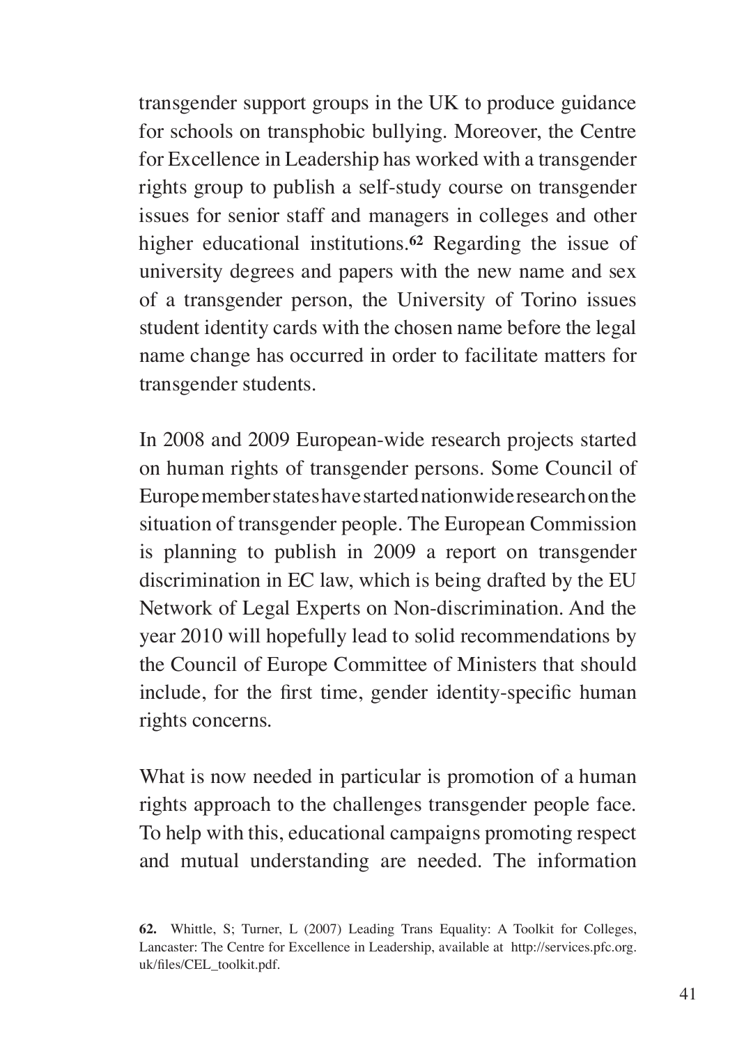transgender support groups in the UK to produce guidance for schools on transphobic bullying. Moreover, the Centre for Excellence in Leadership has worked with a transgender rights group to publish a self-study course on transgender issues for senior staff and managers in colleges and other higher educational institutions.[62] Regarding the issue of university degrees and papers with the new name and sex of a transgender person, the University of Torino issues student identity cards with the chosen name before the legal name change has occurred in order to facilitate matters for transgender students.

In 2008 and 2009 European-wide research projects started on human rights of transgender persons. Some Council of Europe member states have started nationwide research on the situation of transgender people. The European Commission is planning to publish in 2009 a report on transgender discrimination in EC law, which is being drafted by the EU Network of Legal Experts on Non-discrimination. And the year 2010 will hopefully lead to solid recommendations by the Council of Europe Committee of Ministers that should include, for the first time, gender identity-specific human rights concerns.

What is now needed in particular is promotion of a human rights approach to the challenges transgender people face. To help with this, educational campaigns promoting respect and mutual understanding are needed. The information

**62.** Whittle, S; Turner, L (2007) Leading Trans Equality: A Toolkit for Colleges, Lancaster: The Centre for Excellence in Leadership, available at http://services.pfc.org.uk/files/CEL_toolkit.pdf.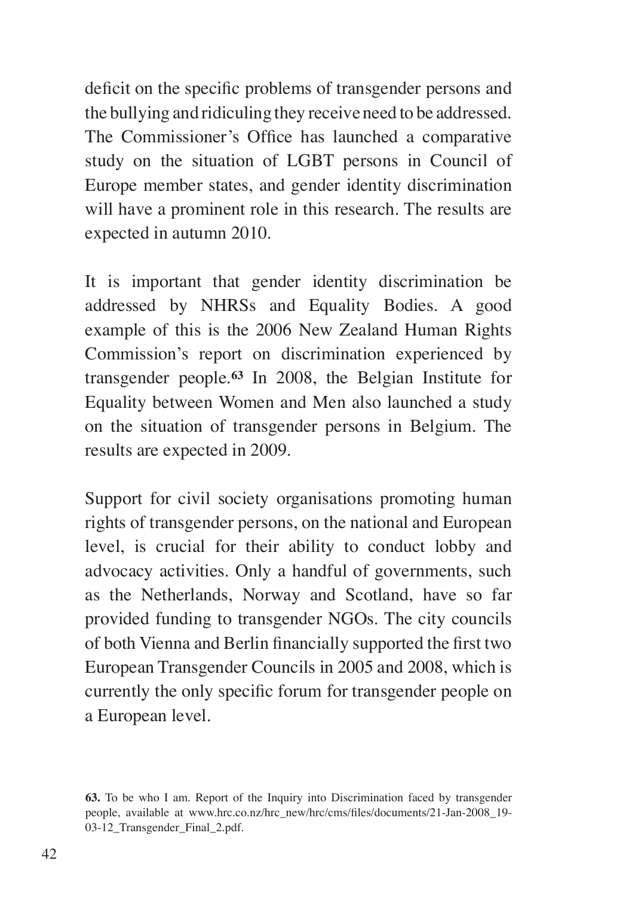deficit on the specific problems of transgender persons and the bullying and ridiculing they receive need to be addressed. The Commissioner's Office has launched a comparative study on the situation of LGBT persons in Council of Europe member states, and gender identity discrimination will have a prominent role in this research. The results are expected in autumn 2010.

It is important that gender identity discrimination be addressed by NHRSs and Equality Bodies. A good example of this is the 2006 New Zealand Human Rights Commission's report on discrimination experienced by transgender people.[63] In 2008, the Belgian Institute for Equality between Women and Men also launched a study on the situation of transgender persons in Belgium. The results are expected in 2009.

Support for civil society organisations promoting human rights of transgender persons, on the national and European level, is crucial for their ability to conduct lobby and advocacy activities. Only a handful of governments, such as the Netherlands, Norway and Scotland, have so far provided funding to transgender NGOs. The city councils of both Vienna and Berlin financially supported the first two European Transgender Councils in 2005 and 2008, which is currently the only specific forum for transgender people on a European level.

**63.** To be who I am. Report of the Inquiry into Discrimination faced by transgender people, available at www.hrc.co.nz/hrc_new/hrc/cms/files/documents/21-Jan-2008_19-03-12_Transgender_Final_2.pdf.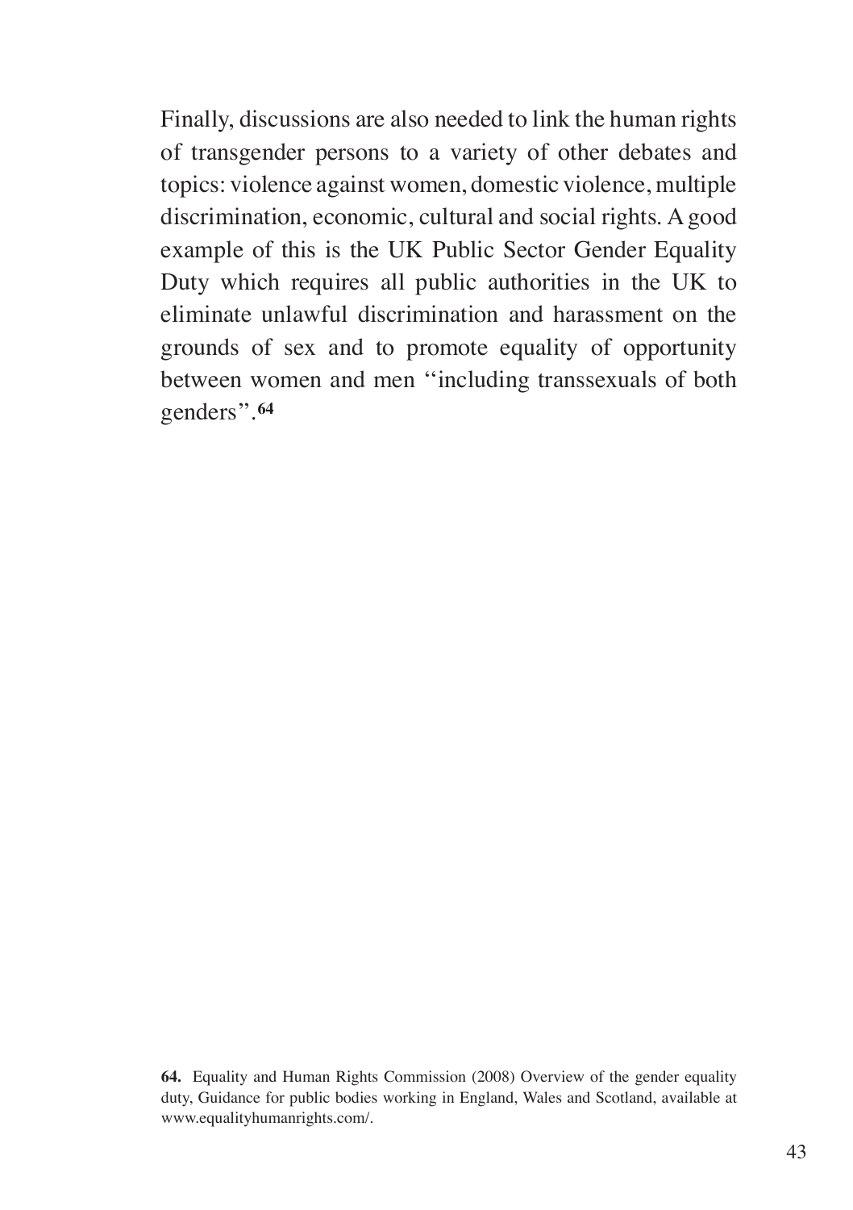Finally, discussions are also needed to link the human rights of transgender persons to a variety of other debates and topics: violence against women, domestic violence, multiple discrimination, economic, cultural and social rights. A good example of this is the UK Public Sector Gender Equality Duty which requires all public authorities in the UK to eliminate unlawful discrimination and harassment on the grounds of sex and to promote equality of opportunity between women and men "including transsexuals of both genders".[64]

**64.** Equality and Human Rights Commission (2008) Overview of the gender equality duty, Guidance for public bodies working in England, Wales and Scotland, available at www.equalityhumanrights.com/.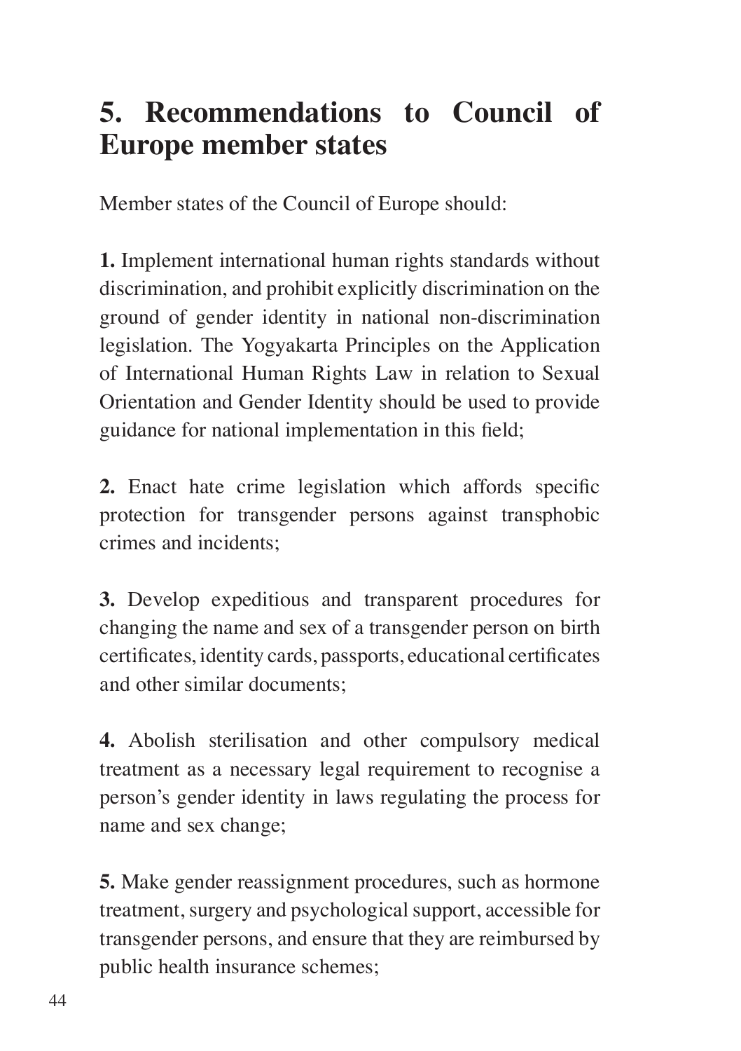# 5. Recommendations to Council of Europe member states

Member states of the Council of Europe should:

**1.** Implement international human rights standards without discrimination, and prohibit explicitly discrimination on the ground of gender identity in national non-discrimination legislation. The Yogyakarta Principles on the Application of International Human Rights Law in relation to Sexual Orientation and Gender Identity should be used to provide guidance for national implementation in this field;

**2.** Enact hate crime legislation which affords specific protection for transgender persons against transphobic crimes and incidents;

**3.** Develop expeditious and transparent procedures for changing the name and sex of a transgender person on birth certificates, identity cards, passports, educational certificates and other similar documents;

**4.** Abolish sterilisation and other compulsory medical treatment as a necessary legal requirement to recognise a person's gender identity in laws regulating the process for name and sex change;

**5.** Make gender reassignment procedures, such as hormone treatment, surgery and psychological support, accessible for transgender persons, and ensure that they are reimbursed by public health insurance schemes;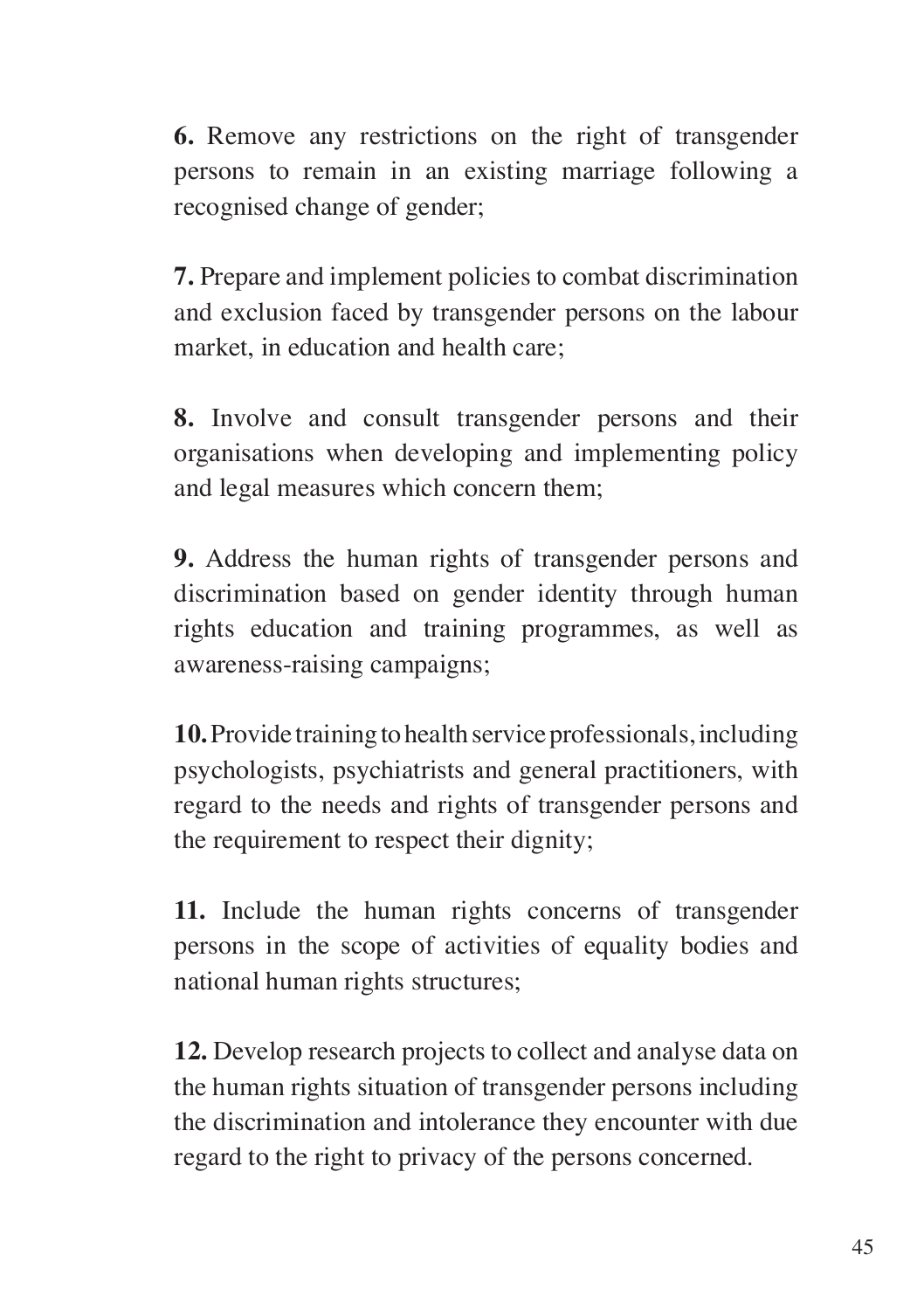**6.** Remove any restrictions on the right of transgender persons to remain in an existing marriage following a recognised change of gender;

**7.** Prepare and implement policies to combat discrimination and exclusion faced by transgender persons on the labour market, in education and health care;

**8.** Involve and consult transgender persons and their organisations when developing and implementing policy and legal measures which concern them;

**9.** Address the human rights of transgender persons and discrimination based on gender identity through human rights education and training programmes, as well as awareness-raising campaigns;

**10.** Provide training to health service professionals, including psychologists, psychiatrists and general practitioners, with regard to the needs and rights of transgender persons and the requirement to respect their dignity;

**11.** Include the human rights concerns of transgender persons in the scope of activities of equality bodies and national human rights structures;

**12.** Develop research projects to collect and analyse data on the human rights situation of transgender persons including the discrimination and intolerance they encounter with due regard to the right to privacy of the persons concerned.